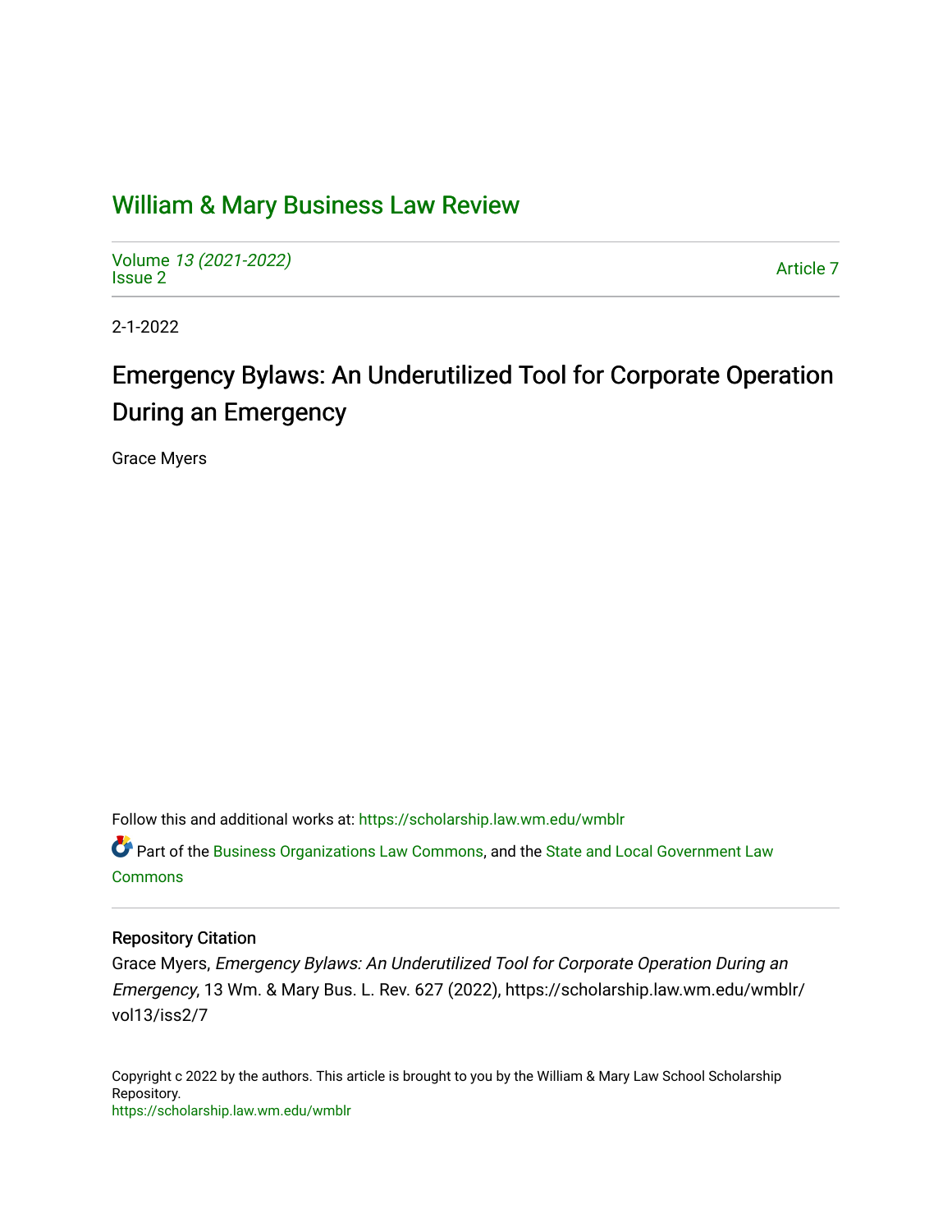# William & Mary Business Law Review

Volume *13 (2021-2022)*
Issue 2

Article 7

2-1-2022

## Emergency Bylaws: An Underutilized Tool for Corporate Operation During an Emergency

Grace Myers

Follow this and additional works at: https://scholarship.law.wm.edu/wmblr

Part of the Business Organizations Law Commons, and the State and Local Government Law Commons

### Repository Citation

Grace Myers, *Emergency Bylaws: An Underutilized Tool for Corporate Operation During an Emergency*, 13 Wm. & Mary Bus. L. Rev. 627 (2022), https://scholarship.law.wm.edu/wmblr/vol13/iss2/7

Copyright c 2022 by the authors. This article is brought to you by the William & Mary Law School Scholarship Repository.
https://scholarship.law.wm.edu/wmblr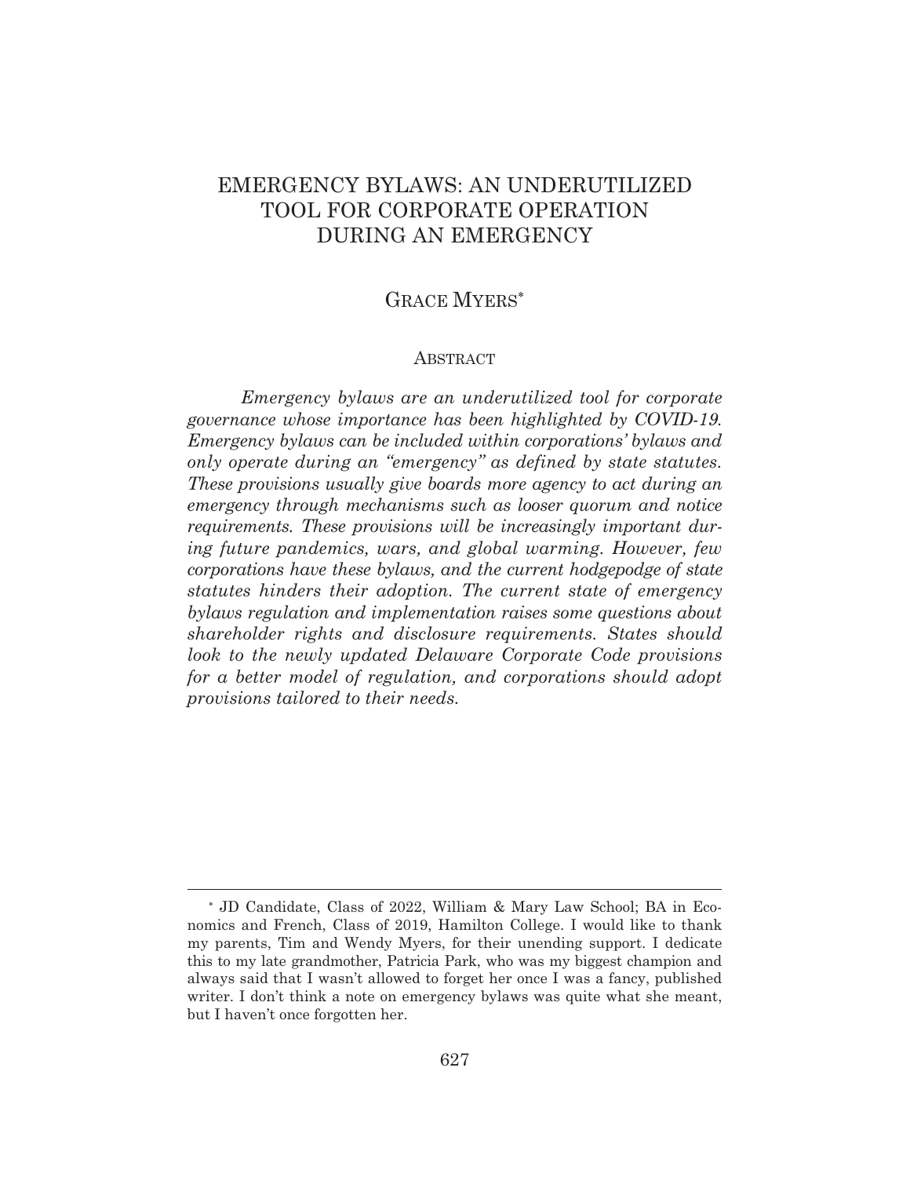# EMERGENCY BYLAWS: AN UNDERUTILIZED TOOL FOR CORPORATE OPERATION DURING AN EMERGENCY

## GRACE MYERS*

### ABSTRACT

*Emergency bylaws are an underutilized tool for corporate governance whose importance has been highlighted by COVID-19. Emergency bylaws can be included within corporations' bylaws and only operate during an "emergency" as defined by state statutes. These provisions usually give boards more agency to act during an emergency through mechanisms such as looser quorum and notice requirements. These provisions will be increasingly important during future pandemics, wars, and global warming. However, few corporations have these bylaws, and the current hodgepodge of state statutes hinders their adoption. The current state of emergency bylaws regulation and implementation raises some questions about shareholder rights and disclosure requirements. States should look to the newly updated Delaware Corporate Code provisions for a better model of regulation, and corporations should adopt provisions tailored to their needs.*

---

* JD Candidate, Class of 2022, William & Mary Law School; BA in Economics and French, Class of 2019, Hamilton College. I would like to thank my parents, Tim and Wendy Myers, for their unending support. I dedicate this to my late grandmother, Patricia Park, who was my biggest champion and always said that I wasn't allowed to forget her once I was a fancy, published writer. I don't think a note on emergency bylaws was quite what she meant, but I haven't once forgotten her.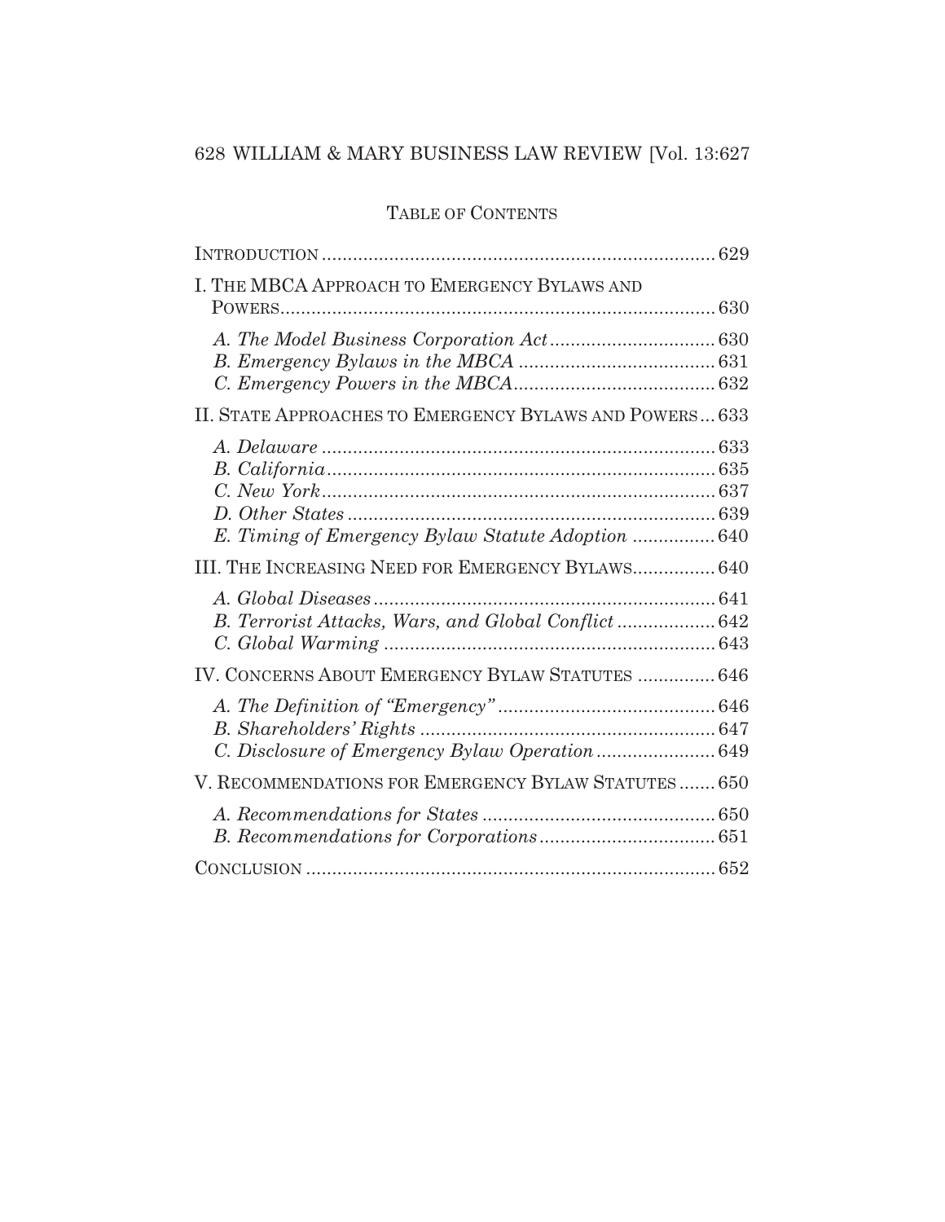## TABLE OF CONTENTS

INTRODUCTION ........ 629

I. THE MBCA APPROACH TO EMERGENCY BYLAWS AND POWERS ........ 630

- *A. The Model Business Corporation Act* ........ 630
- *B. Emergency Bylaws in the MBCA* ........ 631
- *C. Emergency Powers in the MBCA* ........ 632

II. STATE APPROACHES TO EMERGENCY BYLAWS AND POWERS ... 633

- *A. Delaware* ........ 633
- *B. California* ........ 635
- *C. New York* ........ 637
- *D. Other States* ........ 639
- *E. Timing of Emergency Bylaw Statute Adoption* ........ 640

III. THE INCREASING NEED FOR EMERGENCY BYLAWS ........ 640

- *A. Global Diseases* ........ 641
- *B. Terrorist Attacks, Wars, and Global Conflict* ........ 642
- *C. Global Warming* ........ 643

IV. CONCERNS ABOUT EMERGENCY BYLAW STATUTES ........ 646

- *A. The Definition of "Emergency"* ........ 646
- *B. Shareholders' Rights* ........ 647
- *C. Disclosure of Emergency Bylaw Operation* ........ 649

V. RECOMMENDATIONS FOR EMERGENCY BYLAW STATUTES ........ 650

- *A. Recommendations for States* ........ 650
- *B. Recommendations for Corporations* ........ 651

CONCLUSION ........ 652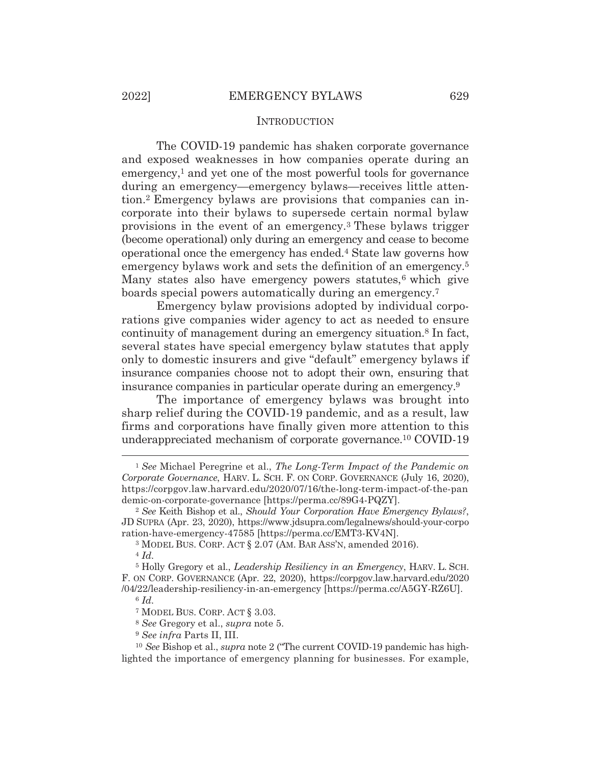## INTRODUCTION

The COVID-19 pandemic has shaken corporate governance and exposed weaknesses in how companies operate during an emergency,[1] and yet one of the most powerful tools for governance during an emergency—emergency bylaws—receives little attention.[2] Emergency bylaws are provisions that companies can incorporate into their bylaws to supersede certain normal bylaw provisions in the event of an emergency.[3] These bylaws trigger (become operational) only during an emergency and cease to become operational once the emergency has ended.[4] State law governs how emergency bylaws work and sets the definition of an emergency.[5] Many states also have emergency powers statutes,[6] which give boards special powers automatically during an emergency.[7]

Emergency bylaw provisions adopted by individual corporations give companies wider agency to act as needed to ensure continuity of management during an emergency situation.[8] In fact, several states have special emergency bylaw statutes that apply only to domestic insurers and give "default" emergency bylaws if insurance companies choose not to adopt their own, ensuring that insurance companies in particular operate during an emergency.[9]

The importance of emergency bylaws was brought into sharp relief during the COVID-19 pandemic, and as a result, law firms and corporations have finally given more attention to this underappreciated mechanism of corporate governance.[10] COVID-19

---

[1] *See* Michael Peregrine et al., *The Long-Term Impact of the Pandemic on Corporate Governance*, HARV. L. SCH. F. ON CORP. GOVERNANCE (July 16, 2020), https://corpgov.law.harvard.edu/2020/07/16/the-long-term-impact-of-the-pandemic-on-corporate-governance [https://perma.cc/89G4-PQZY].

[2] *See* Keith Bishop et al., *Should Your Corporation Have Emergency Bylaws?*, JD SUPRA (Apr. 23, 2020), https://www.jdsupra.com/legalnews/should-your-corporation-have-emergency-47585 [https://perma.cc/EMT3-KV4N].

[3] MODEL BUS. CORP. ACT § 2.07 (AM. BAR ASS'N, amended 2016).

[4] *Id.*

[5] Holly Gregory et al., *Leadership Resiliency in an Emergency*, HARV. L. SCH. F. ON CORP. GOVERNANCE (Apr. 22, 2020), https://corpgov.law.harvard.edu/2020/04/22/leadership-resiliency-in-an-emergency [https://perma.cc/A5GY-RZ6U].

[6] *Id.*

[7] MODEL BUS. CORP. ACT § 3.03.

[8] *See* Gregory et al., *supra* note 5.

[9] *See infra* Parts II, III.

[10] *See* Bishop et al., *supra* note 2 ("The current COVID-19 pandemic has highlighted the importance of emergency planning for businesses. For example,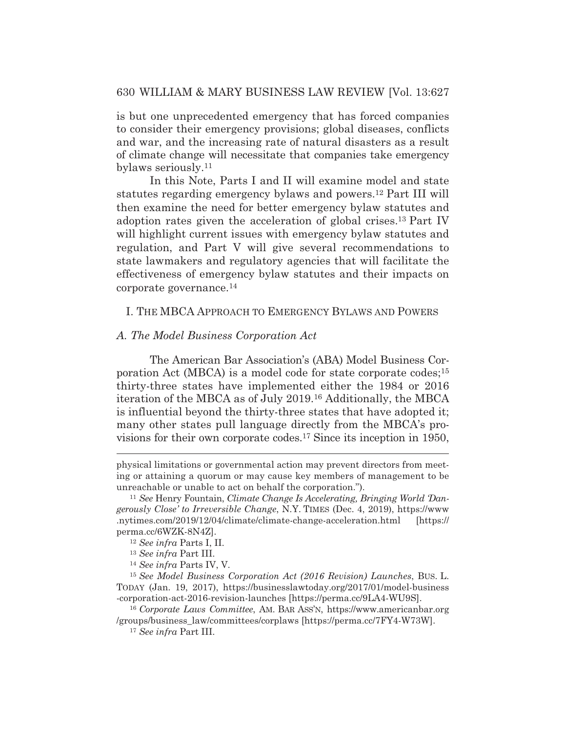is but one unprecedented emergency that has forced companies to consider their emergency provisions; global diseases, conflicts and war, and the increasing rate of natural disasters as a result of climate change will necessitate that companies take emergency bylaws seriously.[11]

In this Note, Parts I and II will examine model and state statutes regarding emergency bylaws and powers.[12] Part III will then examine the need for better emergency bylaw statutes and adoption rates given the acceleration of global crises.[13] Part IV will highlight current issues with emergency bylaw statutes and regulation, and Part V will give several recommendations to state lawmakers and regulatory agencies that will facilitate the effectiveness of emergency bylaw statutes and their impacts on corporate governance.[14]

## I. THE MBCA APPROACH TO EMERGENCY BYLAWS AND POWERS

### *A. The Model Business Corporation Act*

The American Bar Association's (ABA) Model Business Corporation Act (MBCA) is a model code for state corporate codes;[15] thirty-three states have implemented either the 1984 or 2016 iteration of the MBCA as of July 2019.[16] Additionally, the MBCA is influential beyond the thirty-three states that have adopted it; many other states pull language directly from the MBCA's provisions for their own corporate codes.[17] Since its inception in 1950,

---

physical limitations or governmental action may prevent directors from meeting or attaining a quorum or may cause key members of management to be unreachable or unable to act on behalf the corporation.").

[11] *See* Henry Fountain, *Climate Change Is Accelerating, Bringing World 'Dangerously Close' to Irreversible Change*, N.Y. TIMES (Dec. 4, 2019), https://www.nytimes.com/2019/12/04/climate/climate-change-acceleration.html [https://perma.cc/6WZK-8N4Z].

[12] *See infra* Parts I, II.

[13] *See infra* Part III.

[14] *See infra* Parts IV, V.

[15] *See Model Business Corporation Act (2016 Revision) Launches*, BUS. L. TODAY (Jan. 19, 2017), https://businesslawtoday.org/2017/01/model-business-corporation-act-2016-revision-launches [https://perma.cc/9LA4-WU9S].

[16] *Corporate Laws Committee*, AM. BAR ASS'N, https://www.americanbar.org/groups/business_law/committees/corplaws [https://perma.cc/7FY4-W73W].

[17] *See infra* Part III.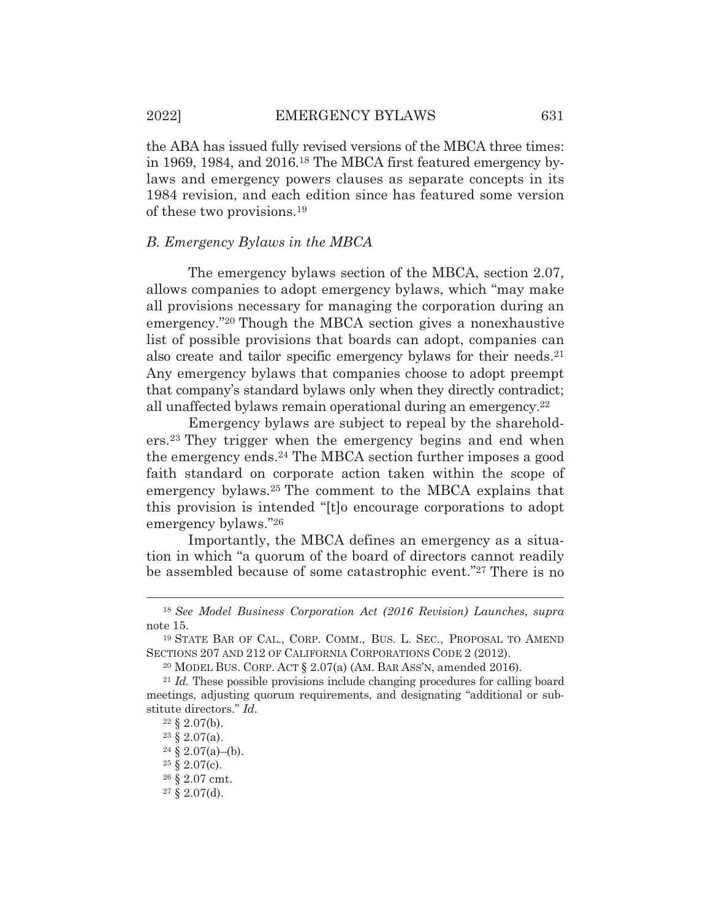the ABA has issued fully revised versions of the MBCA three times: in 1969, 1984, and 2016.[18] The MBCA first featured emergency bylaws and emergency powers clauses as separate concepts in its 1984 revision, and each edition since has featured some version of these two provisions.[19]

### *B. Emergency Bylaws in the MBCA*

The emergency bylaws section of the MBCA, section 2.07, allows companies to adopt emergency bylaws, which "may make all provisions necessary for managing the corporation during an emergency."[20] Though the MBCA section gives a nonexhaustive list of possible provisions that boards can adopt, companies can also create and tailor specific emergency bylaws for their needs.[21] Any emergency bylaws that companies choose to adopt preempt that company's standard bylaws only when they directly contradict; all unaffected bylaws remain operational during an emergency.[22]

Emergency bylaws are subject to repeal by the shareholders.[23] They trigger when the emergency begins and end when the emergency ends.[24] The MBCA section further imposes a good faith standard on corporate action taken within the scope of emergency bylaws.[25] The comment to the MBCA explains that this provision is intended "[t]o encourage corporations to adopt emergency bylaws."[26]

Importantly, the MBCA defines an emergency as a situation in which "a quorum of the board of directors cannot readily be assembled because of some catastrophic event."[27] There is no

---

[18] *See Model Business Corporation Act (2016 Revision) Launches*, *supra* note 15.

[19] STATE BAR OF CAL., CORP. COMM., BUS. L. SEC., PROPOSAL TO AMEND SECTIONS 207 AND 212 OF CALIFORNIA CORPORATIONS CODE 2 (2012).

[20] MODEL BUS. CORP. ACT § 2.07(a) (AM. BAR ASS'N, amended 2016).

[21] *Id.* These possible provisions include changing procedures for calling board meetings, adjusting quorum requirements, and designating "additional or substitute directors." *Id.*

[22] § 2.07(b).

[23] § 2.07(a).

[24] § 2.07(a)–(b).

[25] § 2.07(c).

[26] § 2.07 cmt.

[27] § 2.07(d).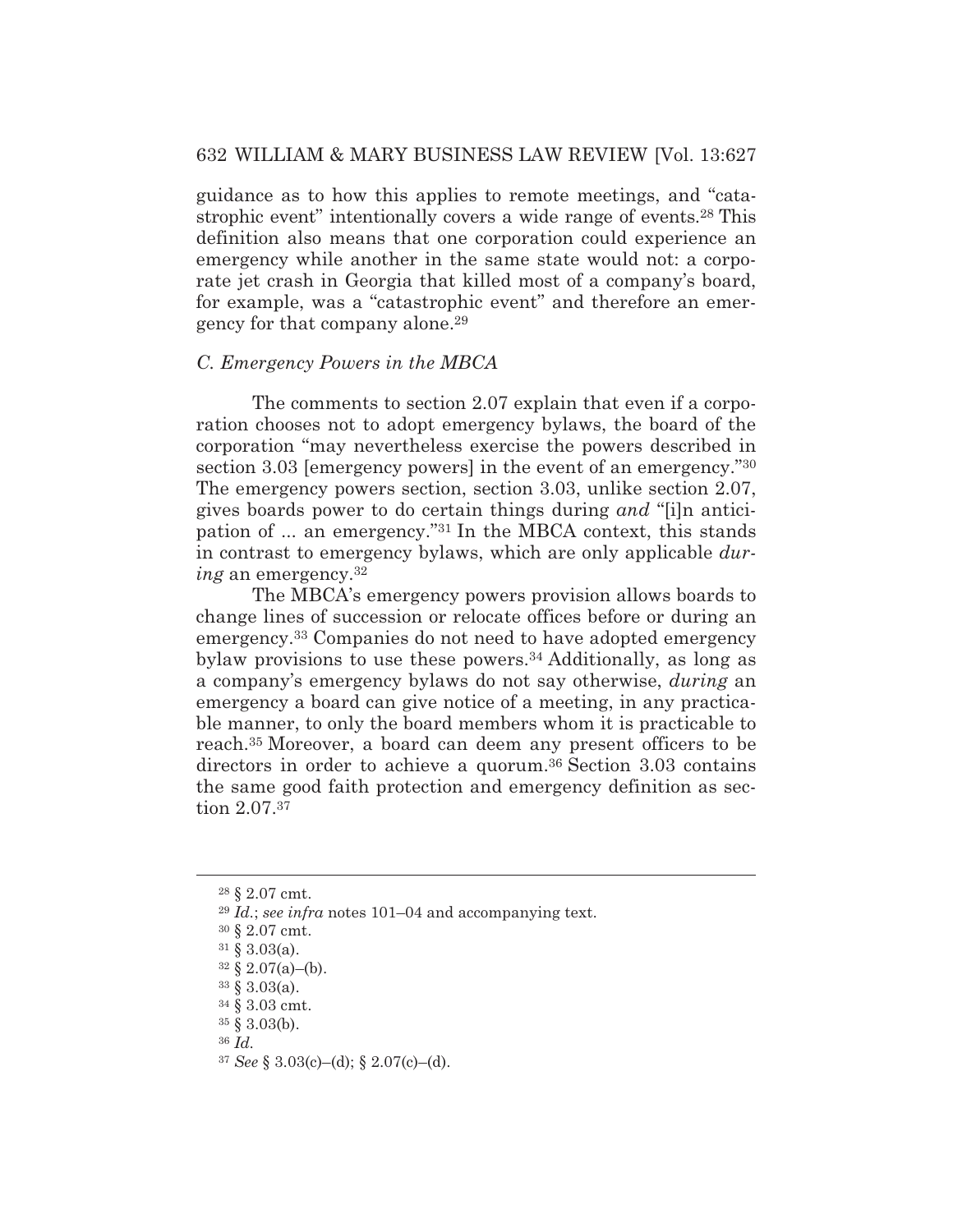guidance as to how this applies to remote meetings, and "catastrophic event" intentionally covers a wide range of events.[28] This definition also means that one corporation could experience an emergency while another in the same state would not: a corporate jet crash in Georgia that killed most of a company's board, for example, was a "catastrophic event" and therefore an emergency for that company alone.[29]

### *C. Emergency Powers in the MBCA*

The comments to section 2.07 explain that even if a corporation chooses not to adopt emergency bylaws, the board of the corporation "may nevertheless exercise the powers described in section 3.03 [emergency powers] in the event of an emergency."[30] The emergency powers section, section 3.03, unlike section 2.07, gives boards power to do certain things during *and* "[i]n anticipation of ... an emergency."[31] In the MBCA context, this stands in contrast to emergency bylaws, which are only applicable *during* an emergency.[32]

The MBCA's emergency powers provision allows boards to change lines of succession or relocate offices before or during an emergency.[33] Companies do not need to have adopted emergency bylaw provisions to use these powers.[34] Additionally, as long as a company's emergency bylaws do not say otherwise, *during* an emergency a board can give notice of a meeting, in any practicable manner, to only the board members whom it is practicable to reach.[35] Moreover, a board can deem any present officers to be directors in order to achieve a quorum.[36] Section 3.03 contains the same good faith protection and emergency definition as section 2.07.[37]

---

[28] § 2.07 cmt.

[29] *Id.*; *see infra* notes 101–04 and accompanying text.

[30] § 2.07 cmt.

[31] § 3.03(a).

[32] § 2.07(a)–(b).

[33] § 3.03(a).

[34] § 3.03 cmt.

[35] § 3.03(b).

[36] *Id.*

[37] *See* § 3.03(c)–(d); § 2.07(c)–(d).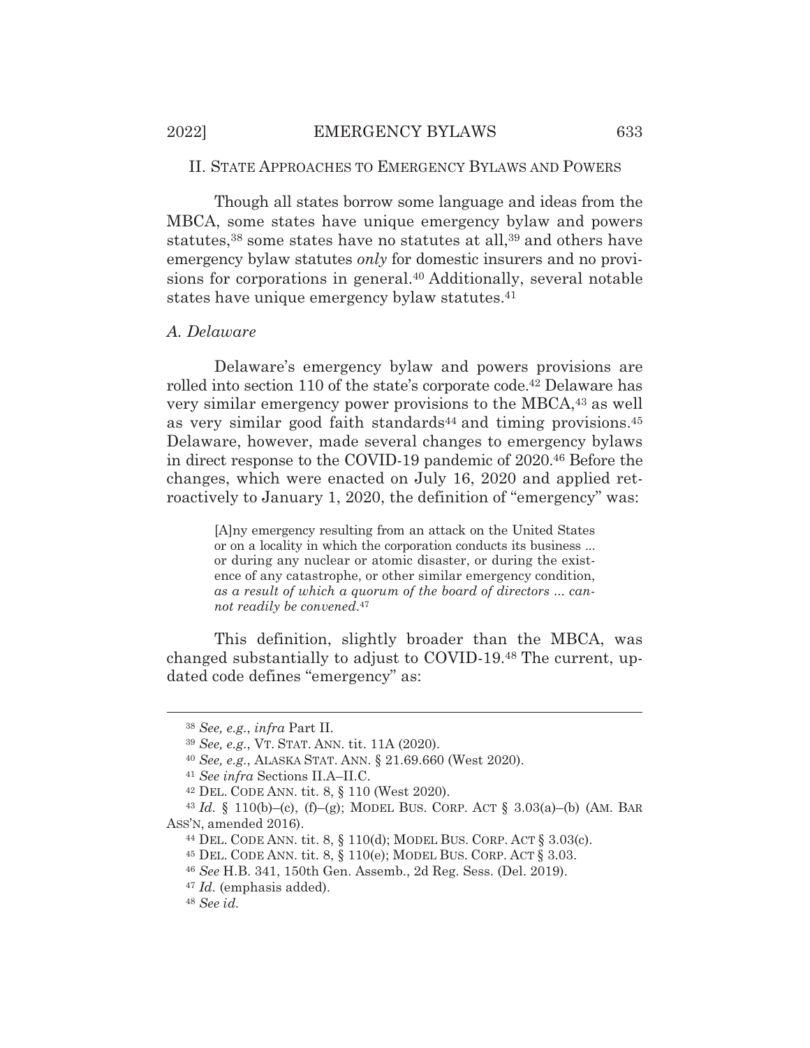## II. State Approaches to Emergency Bylaws and Powers

Though all states borrow some language and ideas from the MBCA, some states have unique emergency bylaw and powers statutes,[38] some states have no statutes at all,[39] and others have emergency bylaw statutes *only* for domestic insurers and no provisions for corporations in general.[40] Additionally, several notable states have unique emergency bylaw statutes.[41]

### *A. Delaware*

Delaware's emergency bylaw and powers provisions are rolled into section 110 of the state's corporate code.[42] Delaware has very similar emergency power provisions to the MBCA,[43] as well as very similar good faith standards[44] and timing provisions.[45] Delaware, however, made several changes to emergency bylaws in direct response to the COVID-19 pandemic of 2020.[46] Before the changes, which were enacted on July 16, 2020 and applied retroactively to January 1, 2020, the definition of "emergency" was:

> [A]ny emergency resulting from an attack on the United States or on a locality in which the corporation conducts its business ... or during any nuclear or atomic disaster, or during the existence of any catastrophe, or other similar emergency condition, *as a result of which a quorum of the board of directors ... cannot readily be convened*.[47]

This definition, slightly broader than the MBCA, was changed substantially to adjust to COVID-19.[48] The current, updated code defines "emergency" as:

---

[38] *See, e.g.*, *infra* Part II.

[39] *See, e.g.*, VT. STAT. ANN. tit. 11A (2020).

[40] *See, e.g.*, ALASKA STAT. ANN. § 21.69.660 (West 2020).

[41] *See infra* Sections II.A–II.C.

[42] DEL. CODE ANN. tit. 8, § 110 (West 2020).

[43] *Id.* § 110(b)–(c), (f)–(g); MODEL BUS. CORP. ACT § 3.03(a)–(b) (AM. BAR ASS'N, amended 2016).

[44] DEL. CODE ANN. tit. 8, § 110(d); MODEL BUS. CORP. ACT § 3.03(c).

[45] DEL. CODE ANN. tit. 8, § 110(e); MODEL BUS. CORP. ACT § 3.03.

[46] *See* H.B. 341, 150th Gen. Assemb., 2d Reg. Sess. (Del. 2019).

[47] *Id.* (emphasis added).

[48] *See id.*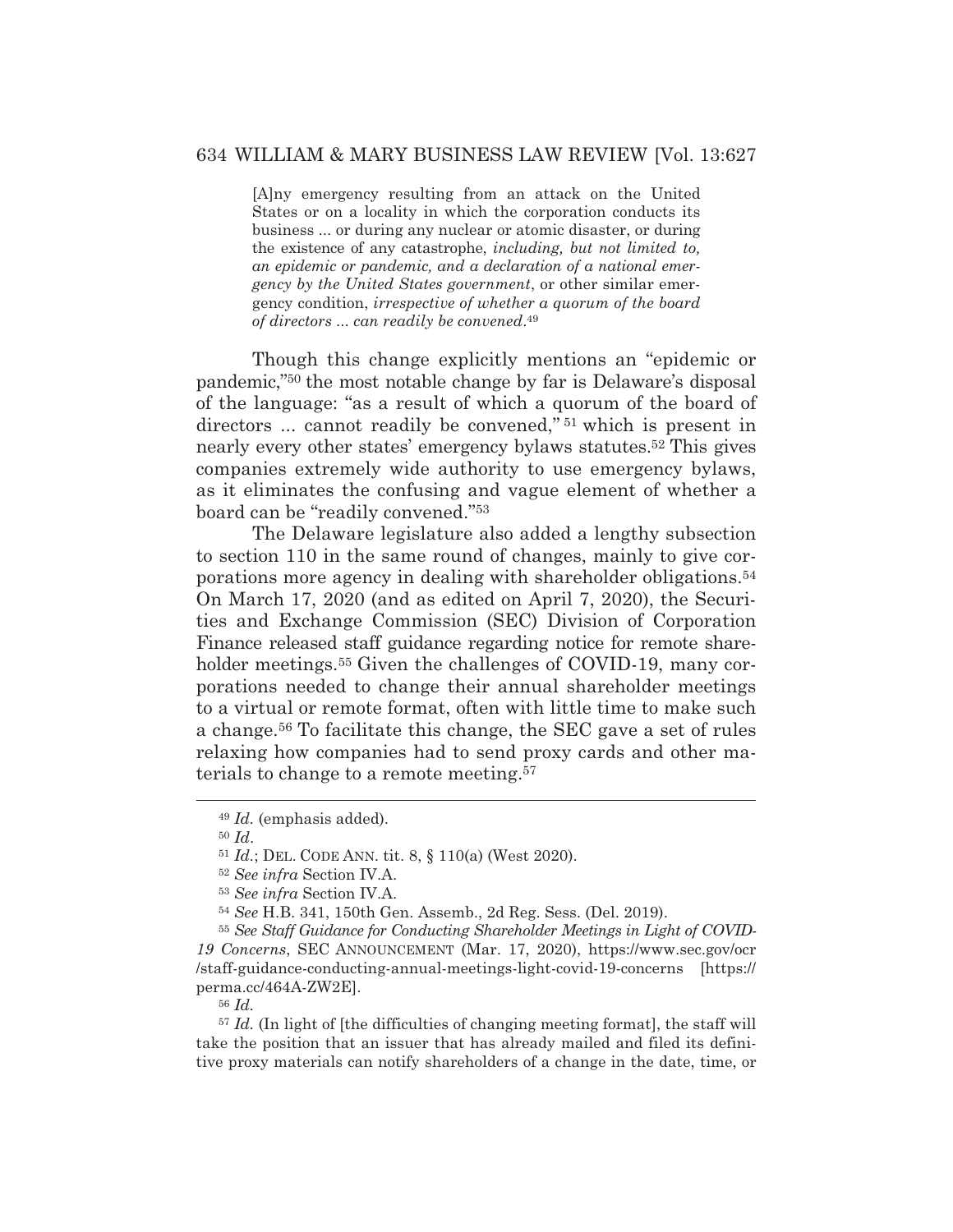> [A]ny emergency resulting from an attack on the United States or on a locality in which the corporation conducts its business ... or during any nuclear or atomic disaster, or during the existence of any catastrophe, *including, but not limited to, an epidemic or pandemic, and a declaration of a national emergency by the United States government*, or other similar emergency condition, *irrespective of whether a quorum of the board of directors ... can readily be convened*.[49]

Though this change explicitly mentions an "epidemic or pandemic,"[50] the most notable change by far is Delaware's disposal of the language: "as a result of which a quorum of the board of directors ... cannot readily be convened,"[51] which is present in nearly every other states' emergency bylaws statutes.[52] This gives companies extremely wide authority to use emergency bylaws, as it eliminates the confusing and vague element of whether a board can be "readily convened."[53]

The Delaware legislature also added a lengthy subsection to section 110 in the same round of changes, mainly to give corporations more agency in dealing with shareholder obligations.[54] On March 17, 2020 (and as edited on April 7, 2020), the Securities and Exchange Commission (SEC) Division of Corporation Finance released staff guidance regarding notice for remote shareholder meetings.[55] Given the challenges of COVID-19, many corporations needed to change their annual shareholder meetings to a virtual or remote format, often with little time to make such a change.[56] To facilitate this change, the SEC gave a set of rules relaxing how companies had to send proxy cards and other materials to change to a remote meeting.[57]

---

[49] *Id.* (emphasis added).

[50] *Id*.

[51] *Id.*; DEL. CODE ANN. tit. 8, § 110(a) (West 2020).

[52] *See infra* Section IV.A.

[53] *See infra* Section IV.A.

[54] *See* H.B. 341, 150th Gen. Assemb., 2d Reg. Sess. (Del. 2019).

[55] *See Staff Guidance for Conducting Shareholder Meetings in Light of COVID-19 Concerns*, SEC ANNOUNCEMENT (Mar. 17, 2020), https://www.sec.gov/ocr/staff-guidance-conducting-annual-meetings-light-covid-19-concerns [https://perma.cc/464A-ZW2E].

[56] *Id.*

[57] *Id.* (In light of [the difficulties of changing meeting format], the staff will take the position that an issuer that has already mailed and filed its definitive proxy materials can notify shareholders of a change in the date, time, or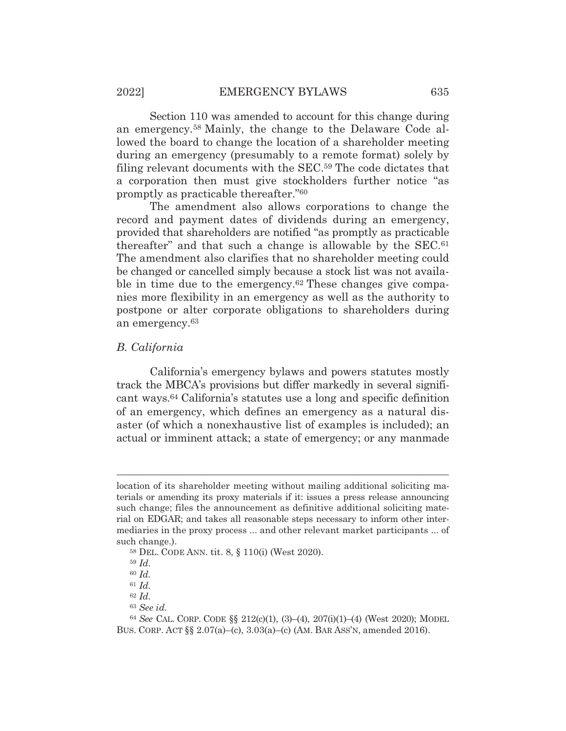Section 110 was amended to account for this change during an emergency.[58] Mainly, the change to the Delaware Code allowed the board to change the location of a shareholder meeting during an emergency (presumably to a remote format) solely by filing relevant documents with the SEC.[59] The code dictates that a corporation then must give stockholders further notice "as promptly as practicable thereafter."[60]

The amendment also allows corporations to change the record and payment dates of dividends during an emergency, provided that shareholders are notified "as promptly as practicable thereafter" and that such a change is allowable by the SEC.[61] The amendment also clarifies that no shareholder meeting could be changed or cancelled simply because a stock list was not available in time due to the emergency.[62] These changes give companies more flexibility in an emergency as well as the authority to postpone or alter corporate obligations to shareholders during an emergency.[63]

### *B. California*

California's emergency bylaws and powers statutes mostly track the MBCA's provisions but differ markedly in several significant ways.[64] California's statutes use a long and specific definition of an emergency, which defines an emergency as a natural disaster (of which a nonexhaustive list of examples is included); an actual or imminent attack; a state of emergency; or any manmade

---

location of its shareholder meeting without mailing additional soliciting materials or amending its proxy materials if it: issues a press release announcing such change; files the announcement as definitive additional soliciting material on EDGAR; and takes all reasonable steps necessary to inform other intermediaries in the proxy process ... and other relevant market participants ... of such change.).

[58] DEL. CODE ANN. tit. 8, § 110(i) (West 2020).

[59] *Id.*

[60] *Id.*

[61] *Id.*

[62] *Id.*

[63] *See id.*

[64] *See* CAL. CORP. CODE §§ 212(c)(1), (3)–(4), 207(i)(1)–(4) (West 2020); MODEL BUS. CORP. ACT §§ 2.07(a)–(c), 3.03(a)–(c) (AM. BAR ASS'N, amended 2016).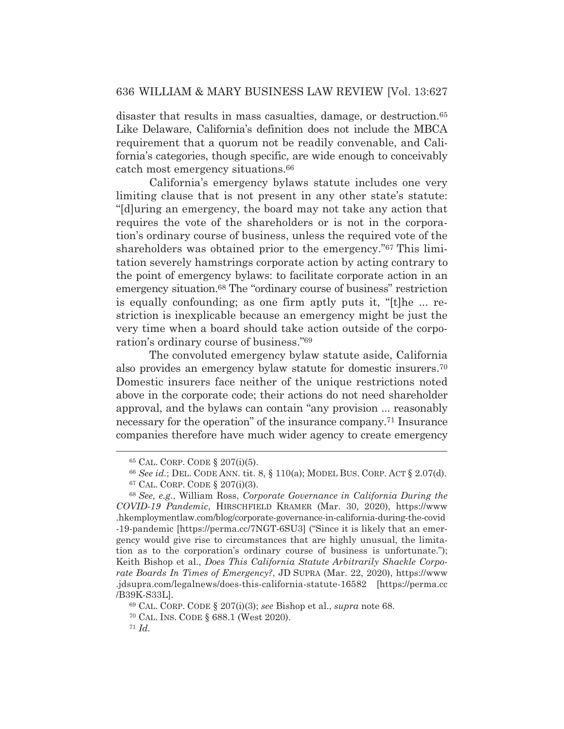disaster that results in mass casualties, damage, or destruction.[65] Like Delaware, California's definition does not include the MBCA requirement that a quorum not be readily convenable, and California's categories, though specific, are wide enough to conceivably catch most emergency situations.[66]

California's emergency bylaws statute includes one very limiting clause that is not present in any other state's statute: "[d]uring an emergency, the board may not take any action that requires the vote of the shareholders or is not in the corporation's ordinary course of business, unless the required vote of the shareholders was obtained prior to the emergency."[67] This limitation severely hamstrings corporate action by acting contrary to the point of emergency bylaws: to facilitate corporate action in an emergency situation.[68] The "ordinary course of business" restriction is equally confounding; as one firm aptly puts it, "[t]he ... restriction is inexplicable because an emergency might be just the very time when a board should take action outside of the corporation's ordinary course of business."[69]

The convoluted emergency bylaw statute aside, California also provides an emergency bylaw statute for domestic insurers.[70] Domestic insurers face neither of the unique restrictions noted above in the corporate code; their actions do not need shareholder approval, and the bylaws can contain "any provision ... reasonably necessary for the operation" of the insurance company.[71] Insurance companies therefore have much wider agency to create emergency

---

[65] CAL. CORP. CODE § 207(i)(5).

[66] *See id.*; DEL. CODE ANN. tit. 8, § 110(a); MODEL BUS. CORP. ACT § 2.07(d).

[67] CAL. CORP. CODE § 207(i)(3).

[68] *See, e.g.*, William Ross, *Corporate Governance in California During the COVID-19 Pandemic*, HIRSCHFIELD KRAMER (Mar. 30, 2020), https://www.hkemploymentlaw.com/blog/corporate-governance-in-california-during-the-covid-19-pandemic [https://perma.cc/7NGT-6SU3] ("Since it is likely that an emergency would give rise to circumstances that are highly unusual, the limitation as to the corporation's ordinary course of business is unfortunate."); Keith Bishop et al., *Does This California Statute Arbitrarily Shackle Corporate Boards In Times of Emergency?*, JD SUPRA (Mar. 22, 2020), https://www.jdsupra.com/legalnews/does-this-california-statute-16582 [https://perma.cc/B39K-S33L].

[69] CAL. CORP. CODE § 207(i)(3); *see* Bishop et al., *supra* note 68.

[70] CAL. INS. CODE § 688.1 (West 2020).

[71] *Id.*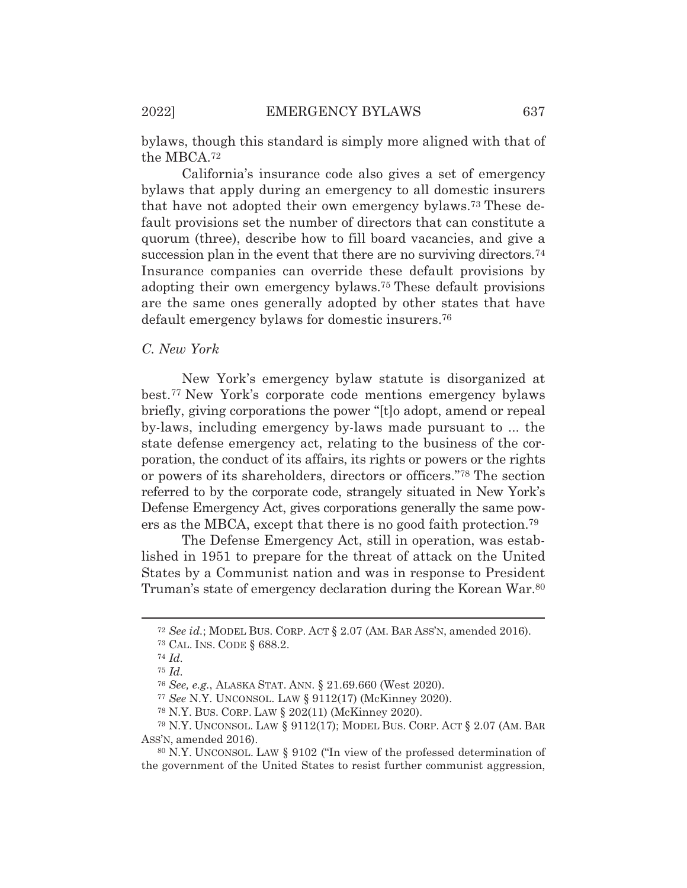bylaws, though this standard is simply more aligned with that of the MBCA.[72]

California's insurance code also gives a set of emergency bylaws that apply during an emergency to all domestic insurers that have not adopted their own emergency bylaws.[73] These default provisions set the number of directors that can constitute a quorum (three), describe how to fill board vacancies, and give a succession plan in the event that there are no surviving directors.[74] Insurance companies can override these default provisions by adopting their own emergency bylaws.[75] These default provisions are the same ones generally adopted by other states that have default emergency bylaws for domestic insurers.[76]

### *C. New York*

New York's emergency bylaw statute is disorganized at best.[77] New York's corporate code mentions emergency bylaws briefly, giving corporations the power "[t]o adopt, amend or repeal by-laws, including emergency by-laws made pursuant to ... the state defense emergency act, relating to the business of the corporation, the conduct of its affairs, its rights or powers or the rights or powers of its shareholders, directors or officers."[78] The section referred to by the corporate code, strangely situated in New York's Defense Emergency Act, gives corporations generally the same powers as the MBCA, except that there is no good faith protection.[79]

The Defense Emergency Act, still in operation, was established in 1951 to prepare for the threat of attack on the United States by a Communist nation and was in response to President Truman's state of emergency declaration during the Korean War.[80]

---

[72] *See id.*; MODEL BUS. CORP. ACT § 2.07 (AM. BAR ASS'N, amended 2016).

[73] CAL. INS. CODE § 688.2.

[74] *Id.*

[75] *Id.*

[76] *See, e.g.*, ALASKA STAT. ANN. § 21.69.660 (West 2020).

[77] *See* N.Y. UNCONSOL. LAW § 9112(17) (McKinney 2020).

[78] N.Y. BUS. CORP. LAW § 202(11) (McKinney 2020).

[79] N.Y. UNCONSOL. LAW § 9112(17); MODEL BUS. CORP. ACT § 2.07 (AM. BAR ASS'N, amended 2016).

[80] N.Y. UNCONSOL. LAW § 9102 ("In view of the professed determination of the government of the United States to resist further communist aggression,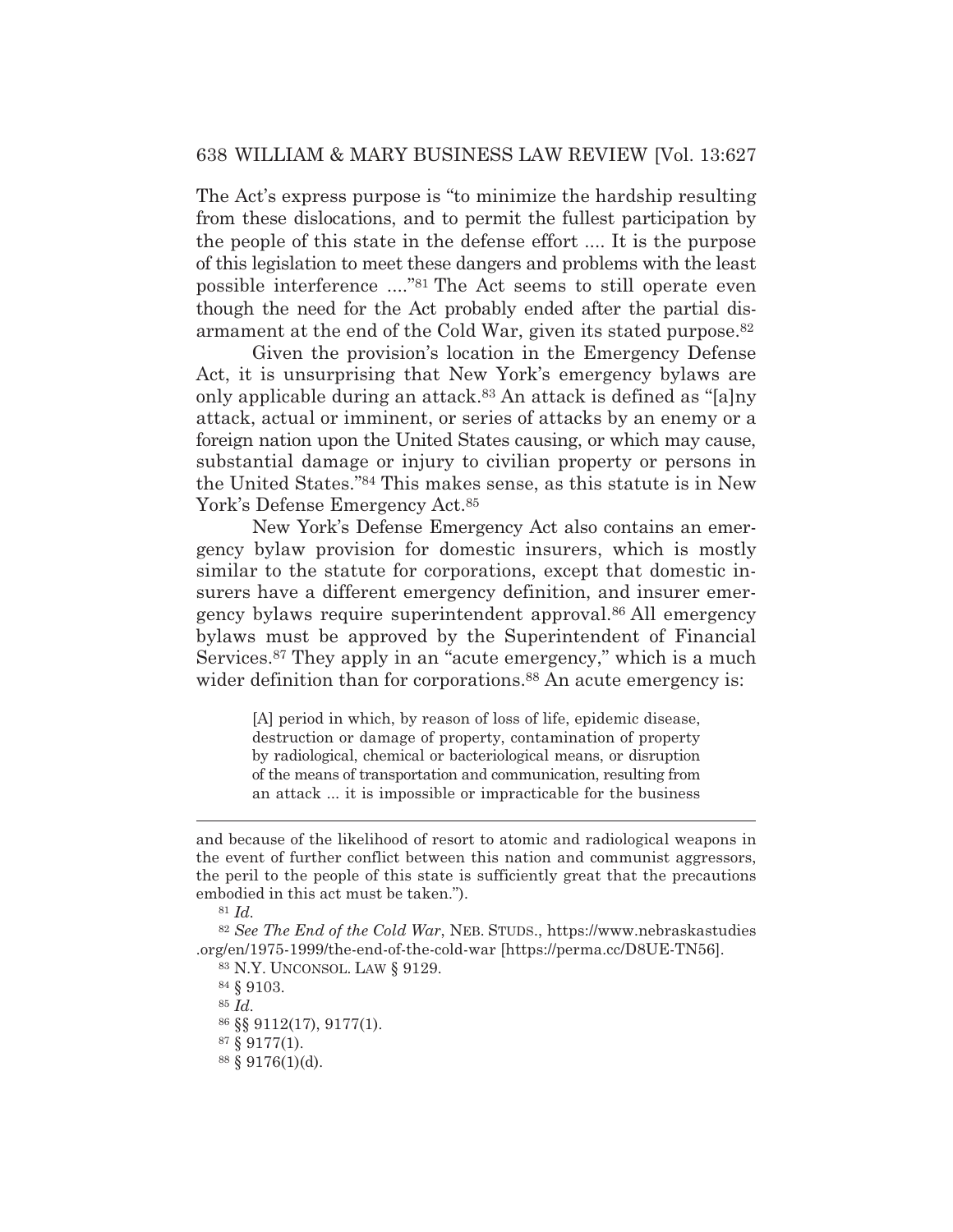The Act's express purpose is "to minimize the hardship resulting from these dislocations, and to permit the fullest participation by the people of this state in the defense effort .... It is the purpose of this legislation to meet these dangers and problems with the least possible interference ...."[81] The Act seems to still operate even though the need for the Act probably ended after the partial disarmament at the end of the Cold War, given its stated purpose.[82]

Given the provision's location in the Emergency Defense Act, it is unsurprising that New York's emergency bylaws are only applicable during an attack.[83] An attack is defined as "[a]ny attack, actual or imminent, or series of attacks by an enemy or a foreign nation upon the United States causing, or which may cause, substantial damage or injury to civilian property or persons in the United States."[84] This makes sense, as this statute is in New York's Defense Emergency Act.[85]

New York's Defense Emergency Act also contains an emergency bylaw provision for domestic insurers, which is mostly similar to the statute for corporations, except that domestic insurers have a different emergency definition, and insurer emergency bylaws require superintendent approval.[86] All emergency bylaws must be approved by the Superintendent of Financial Services.[87] They apply in an "acute emergency," which is a much wider definition than for corporations.[88] An acute emergency is:

> [A] period in which, by reason of loss of life, epidemic disease, destruction or damage of property, contamination of property by radiological, chemical or bacteriological means, or disruption of the means of transportation and communication, resulting from an attack ... it is impossible or impracticable for the business

---

and because of the likelihood of resort to atomic and radiological weapons in the event of further conflict between this nation and communist aggressors, the peril to the people of this state is sufficiently great that the precautions embodied in this act must be taken.").

[81] *Id.*

[82] *See The End of the Cold War*, NEB. STUDS., https://www.nebraskastudies.org/en/1975-1999/the-end-of-the-cold-war [https://perma.cc/D8UE-TN56].

[83] N.Y. UNCONSOL. LAW § 9129.

[84] § 9103.

[85] *Id.*

[86] §§ 9112(17), 9177(1).

[87] § 9177(1).

[88] § 9176(1)(d).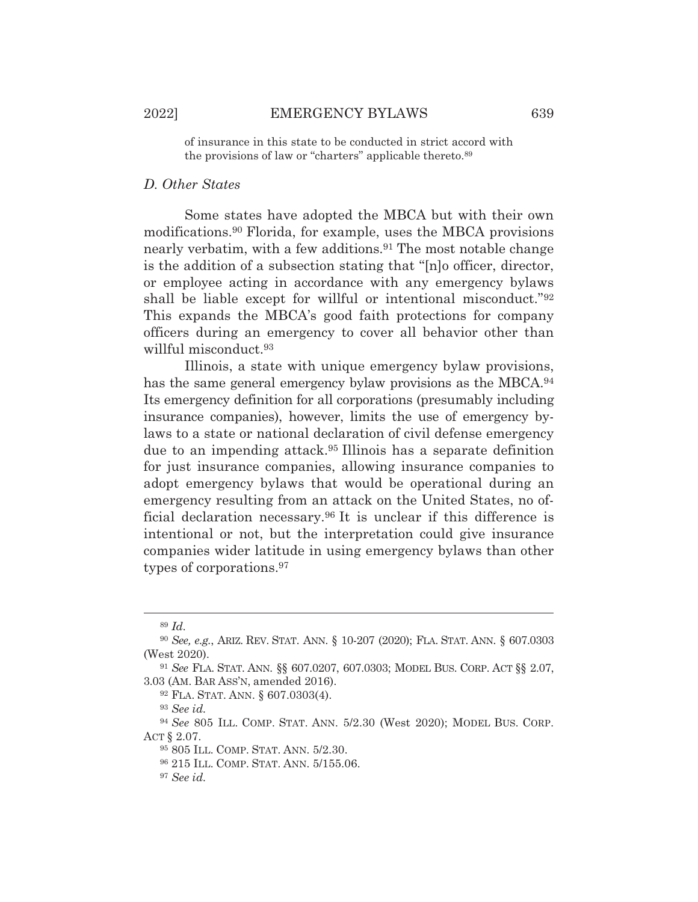of insurance in this state to be conducted in strict accord with the provisions of law or "charters" applicable thereto.[89]

### *D. Other States*

Some states have adopted the MBCA but with their own modifications.[90] Florida, for example, uses the MBCA provisions nearly verbatim, with a few additions.[91] The most notable change is the addition of a subsection stating that "[n]o officer, director, or employee acting in accordance with any emergency bylaws shall be liable except for willful or intentional misconduct."[92] This expands the MBCA's good faith protections for company officers during an emergency to cover all behavior other than willful misconduct.[93]

Illinois, a state with unique emergency bylaw provisions, has the same general emergency bylaw provisions as the MBCA.[94] Its emergency definition for all corporations (presumably including insurance companies), however, limits the use of emergency bylaws to a state or national declaration of civil defense emergency due to an impending attack.[95] Illinois has a separate definition for just insurance companies, allowing insurance companies to adopt emergency bylaws that would be operational during an emergency resulting from an attack on the United States, no official declaration necessary.[96] It is unclear if this difference is intentional or not, but the interpretation could give insurance companies wider latitude in using emergency bylaws than other types of corporations.[97]

---

[89] *Id.*

[90] *See, e.g.*, ARIZ. REV. STAT. ANN. § 10-207 (2020); FLA. STAT. ANN. § 607.0303 (West 2020).

[91] *See* FLA. STAT. ANN. §§ 607.0207, 607.0303; MODEL BUS. CORP. ACT §§ 2.07, 3.03 (AM. BAR ASS'N, amended 2016).

[92] FLA. STAT. ANN. § 607.0303(4).

[93] *See id.*

[94] *See* 805 ILL. COMP. STAT. ANN. 5/2.30 (West 2020); MODEL BUS. CORP. ACT § 2.07.

[95] 805 ILL. COMP. STAT. ANN. 5/2.30.

[96] 215 ILL. COMP. STAT. ANN. 5/155.06.

[97] *See id.*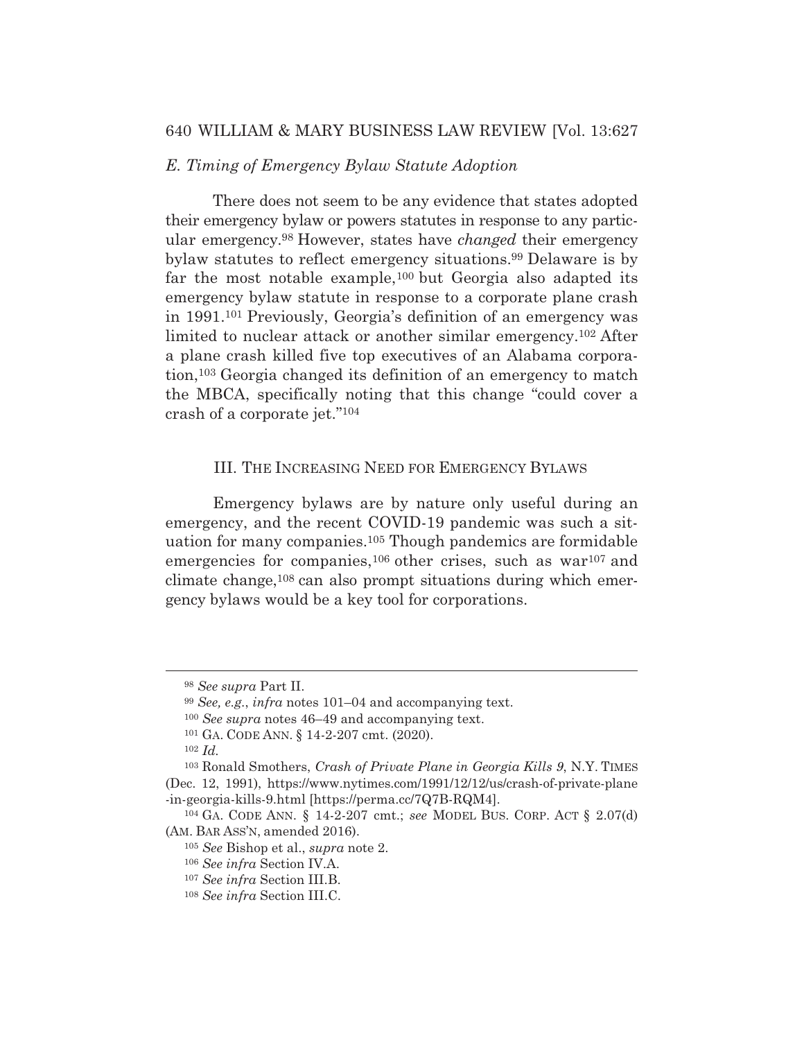### *E. Timing of Emergency Bylaw Statute Adoption*

There does not seem to be any evidence that states adopted their emergency bylaw or powers statutes in response to any particular emergency.[98] However, states have *changed* their emergency bylaw statutes to reflect emergency situations.[99] Delaware is by far the most notable example,[100] but Georgia also adapted its emergency bylaw statute in response to a corporate plane crash in 1991.[101] Previously, Georgia's definition of an emergency was limited to nuclear attack or another similar emergency.[102] After a plane crash killed five top executives of an Alabama corporation,[103] Georgia changed its definition of an emergency to match the MBCA, specifically noting that this change "could cover a crash of a corporate jet."[104]

## III. THE INCREASING NEED FOR EMERGENCY BYLAWS

Emergency bylaws are by nature only useful during an emergency, and the recent COVID-19 pandemic was such a situation for many companies.[105] Though pandemics are formidable emergencies for companies,[106] other crises, such as war[107] and climate change,[108] can also prompt situations during which emergency bylaws would be a key tool for corporations.

---

[98] *See supra* Part II.

[99] *See, e.g.*, *infra* notes 101–04 and accompanying text.

[100] *See supra* notes 46–49 and accompanying text.

[101] GA. CODE ANN. § 14-2-207 cmt. (2020).

[102] *Id.*

[103] Ronald Smothers, *Crash of Private Plane in Georgia Kills 9*, N.Y. TIMES (Dec. 12, 1991), https://www.nytimes.com/1991/12/12/us/crash-of-private-plane-in-georgia-kills-9.html [https://perma.cc/7Q7B-RQM4].

[104] GA. CODE ANN. § 14-2-207 cmt.; *see* MODEL BUS. CORP. ACT § 2.07(d) (AM. BAR ASS'N, amended 2016).

[105] *See* Bishop et al., *supra* note 2.

[106] *See infra* Section IV.A.

[107] *See infra* Section III.B.

[108] *See infra* Section III.C.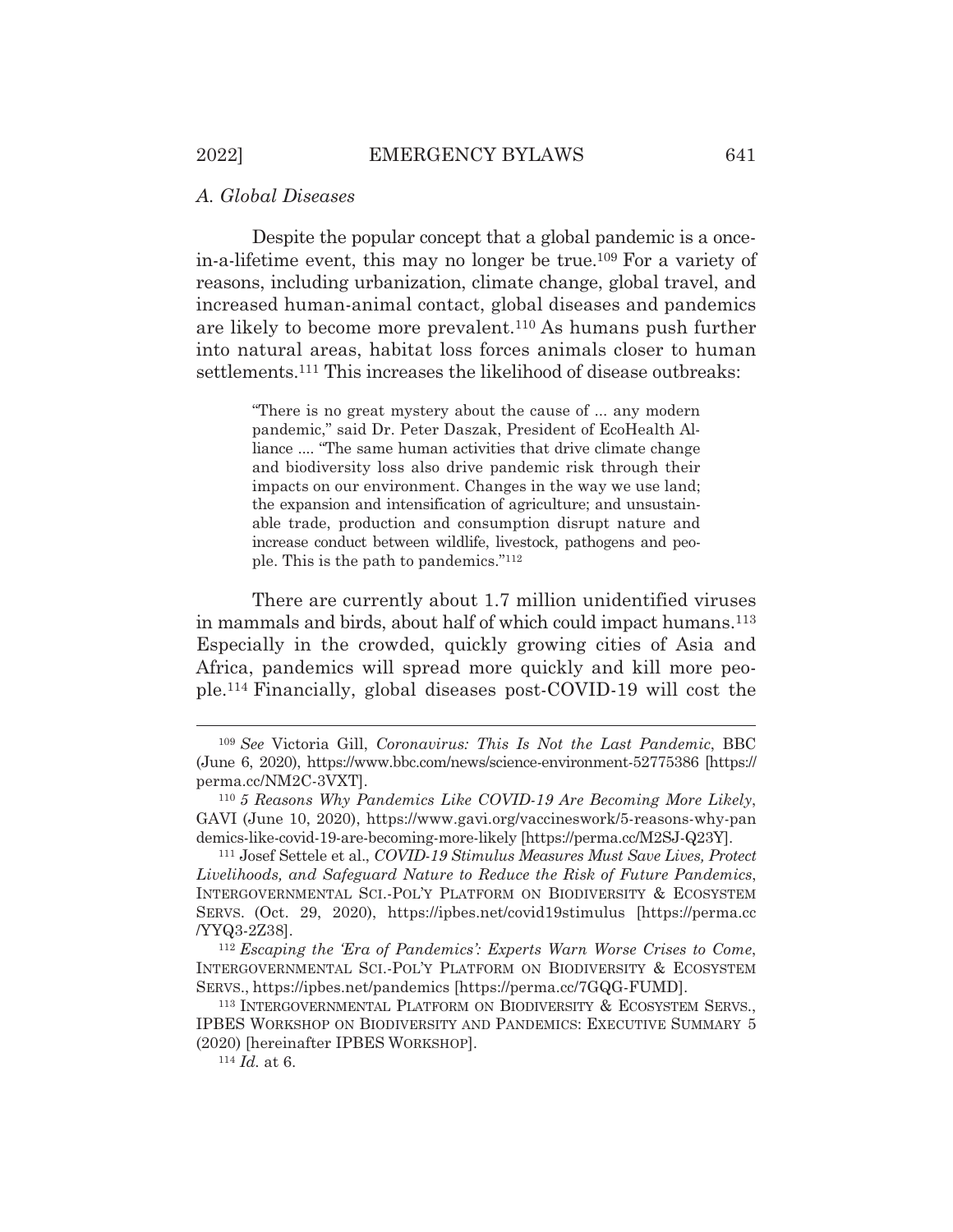### *A. Global Diseases*

Despite the popular concept that a global pandemic is a once-in-a-lifetime event, this may no longer be true.[109] For a variety of reasons, including urbanization, climate change, global travel, and increased human-animal contact, global diseases and pandemics are likely to become more prevalent.[110] As humans push further into natural areas, habitat loss forces animals closer to human settlements.[111] This increases the likelihood of disease outbreaks:

> "There is no great mystery about the cause of ... any modern pandemic," said Dr. Peter Daszak, President of EcoHealth Alliance .... "The same human activities that drive climate change and biodiversity loss also drive pandemic risk through their impacts on our environment. Changes in the way we use land; the expansion and intensification of agriculture; and unsustainable trade, production and consumption disrupt nature and increase conduct between wildlife, livestock, pathogens and people. This is the path to pandemics."[112]

There are currently about 1.7 million unidentified viruses in mammals and birds, about half of which could impact humans.[113] Especially in the crowded, quickly growing cities of Asia and Africa, pandemics will spread more quickly and kill more people.[114] Financially, global diseases post-COVID-19 will cost the

---

[109] *See* Victoria Gill, *Coronavirus: This Is Not the Last Pandemic*, BBC (June 6, 2020), https://www.bbc.com/news/science-environment-52775386 [https://perma.cc/NM2C-3VXT].

[110] *5 Reasons Why Pandemics Like COVID-19 Are Becoming More Likely*, GAVI (June 10, 2020), https://www.gavi.org/vaccineswork/5-reasons-why-pandemics-like-covid-19-are-becoming-more-likely [https://perma.cc/M2SJ-Q23Y].

[111] Josef Settele et al., *COVID-19 Stimulus Measures Must Save Lives, Protect Livelihoods, and Safeguard Nature to Reduce the Risk of Future Pandemics*, INTERGOVERNMENTAL SCI.-POL'Y PLATFORM ON BIODIVERSITY & ECOSYSTEM SERVS. (Oct. 29, 2020), https://ipbes.net/covid19stimulus [https://perma.cc/YYQ3-2Z38].

[112] *Escaping the 'Era of Pandemics': Experts Warn Worse Crises to Come*, INTERGOVERNMENTAL SCI.-POL'Y PLATFORM ON BIODIVERSITY & ECOSYSTEM SERVS., https://ipbes.net/pandemics [https://perma.cc/7GQG-FUMD].

[113] INTERGOVERNMENTAL PLATFORM ON BIODIVERSITY & ECOSYSTEM SERVS., IPBES WORKSHOP ON BIODIVERSITY AND PANDEMICS: EXECUTIVE SUMMARY 5 (2020) [hereinafter IPBES WORKSHOP].

[114] *Id.* at 6.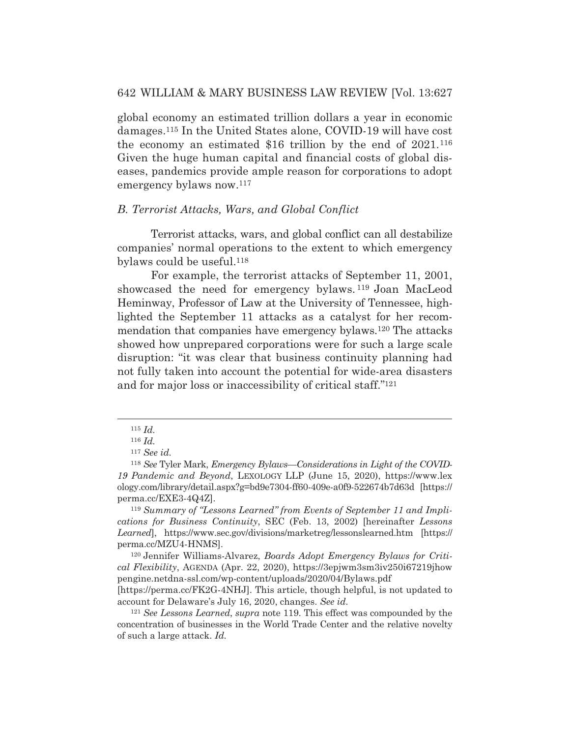global economy an estimated trillion dollars a year in economic damages.[115] In the United States alone, COVID-19 will have cost the economy an estimated $16 trillion by the end of 2021.[116] Given the huge human capital and financial costs of global diseases, pandemics provide ample reason for corporations to adopt emergency bylaws now.[117]

### *B. Terrorist Attacks, Wars, and Global Conflict*

Terrorist attacks, wars, and global conflict can all destabilize companies' normal operations to the extent to which emergency bylaws could be useful.[118]

For example, the terrorist attacks of September 11, 2001, showcased the need for emergency bylaws.[119] Joan MacLeod Heminway, Professor of Law at the University of Tennessee, highlighted the September 11 attacks as a catalyst for her recommendation that companies have emergency bylaws.[120] The attacks showed how unprepared corporations were for such a large scale disruption: "it was clear that business continuity planning had not fully taken into account the potential for wide-area disasters and for major loss or inaccessibility of critical staff."[121]

---

[115] *Id.*

[116] *Id.*

[117] *See id.*

[118] *See* Tyler Mark, *Emergency Bylaws—Considerations in Light of the COVID-19 Pandemic and Beyond*, LEXOLOGY LLP (June 15, 2020), https://www.lexology.com/library/detail.aspx?g=bd9e7304-ff60-409e-a0f9-522674b7d63d [https://perma.cc/EXE3-4Q4Z].

[119] *Summary of "Lessons Learned" from Events of September 11 and Implications for Business Continuity*, SEC (Feb. 13, 2002) [hereinafter *Lessons Learned*], https://www.sec.gov/divisions/marketreg/lessonslearned.htm [https://perma.cc/MZU4-HNMS].

[120] Jennifer Williams-Alvarez, *Boards Adopt Emergency Bylaws for Critical Flexibility*, AGENDA (Apr. 22, 2020), https://3epjwm3sm3iv250i67219jhowpengine.netdna-ssl.com/wp-content/uploads/2020/04/Bylaws.pdf [https://perma.cc/FK2G-4NHJ]. This article, though helpful, is not updated to account for Delaware's July 16, 2020, changes. *See id.*

[121] *See Lessons Learned*, *supra* note 119. This effect was compounded by the concentration of businesses in the World Trade Center and the relative novelty of such a large attack. *Id.*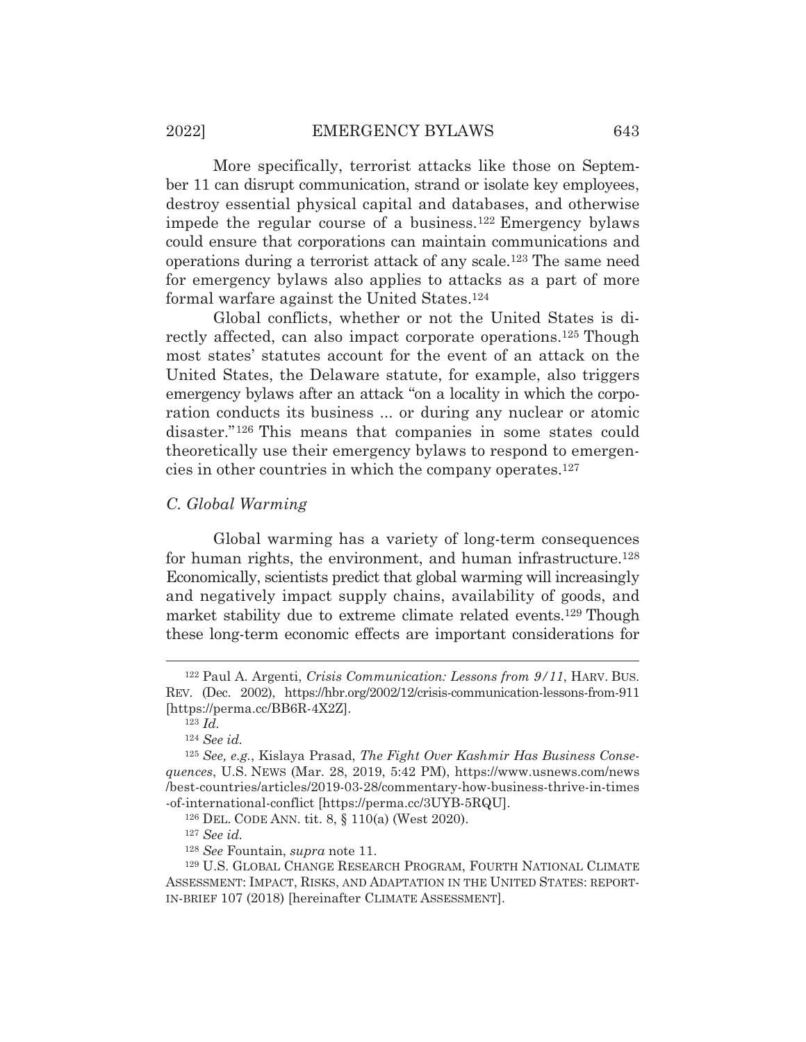More specifically, terrorist attacks like those on September 11 can disrupt communication, strand or isolate key employees, destroy essential physical capital and databases, and otherwise impede the regular course of a business.[122] Emergency bylaws could ensure that corporations can maintain communications and operations during a terrorist attack of any scale.[123] The same need for emergency bylaws also applies to attacks as a part of more formal warfare against the United States.[124]

Global conflicts, whether or not the United States is directly affected, can also impact corporate operations.[125] Though most states' statutes account for the event of an attack on the United States, the Delaware statute, for example, also triggers emergency bylaws after an attack "on a locality in which the corporation conducts its business ... or during any nuclear or atomic disaster."[126] This means that companies in some states could theoretically use their emergency bylaws to respond to emergencies in other countries in which the company operates.[127]

### *C. Global Warming*

Global warming has a variety of long-term consequences for human rights, the environment, and human infrastructure.[128] Economically, scientists predict that global warming will increasingly and negatively impact supply chains, availability of goods, and market stability due to extreme climate related events.[129] Though these long-term economic effects are important considerations for

---

[122] Paul A. Argenti, *Crisis Communication: Lessons from 9/11*, HARV. BUS. REV. (Dec. 2002), https://hbr.org/2002/12/crisis-communication-lessons-from-911 [https://perma.cc/BB6R-4X2Z].

[123] *Id.*

[124] *See id.*

[125] *See, e.g.*, Kislaya Prasad, *The Fight Over Kashmir Has Business Consequences*, U.S. NEWS (Mar. 28, 2019, 5:42 PM), https://www.usnews.com/news/best-countries/articles/2019-03-28/commentary-how-business-thrive-in-times-of-international-conflict [https://perma.cc/3UYB-5RQU].

[126] DEL. CODE ANN. tit. 8, § 110(a) (West 2020).

[127] *See id.*

[128] *See* Fountain, *supra* note 11.

[129] U.S. GLOBAL CHANGE RESEARCH PROGRAM, FOURTH NATIONAL CLIMATE ASSESSMENT: IMPACT, RISKS, AND ADAPTATION IN THE UNITED STATES: REPORT-IN-BRIEF 107 (2018) [hereinafter CLIMATE ASSESSMENT].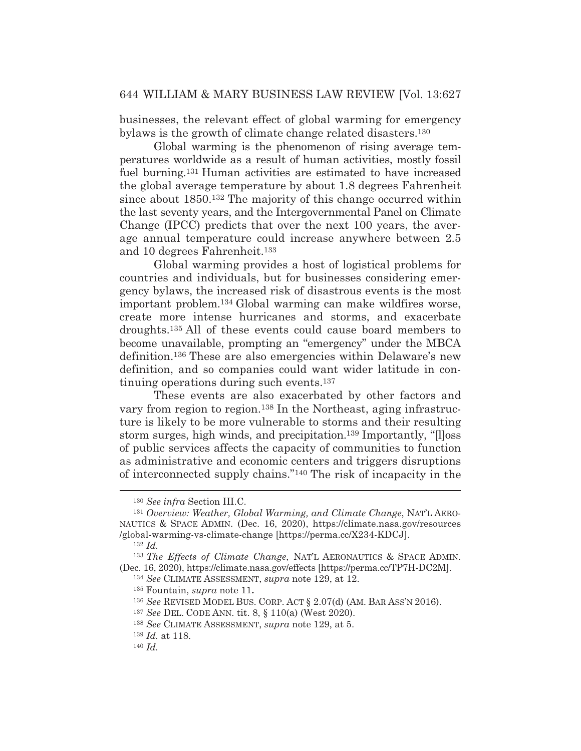businesses, the relevant effect of global warming for emergency bylaws is the growth of climate change related disasters.[130]

Global warming is the phenomenon of rising average temperatures worldwide as a result of human activities, mostly fossil fuel burning.[131] Human activities are estimated to have increased the global average temperature by about 1.8 degrees Fahrenheit since about 1850.[132] The majority of this change occurred within the last seventy years, and the Intergovernmental Panel on Climate Change (IPCC) predicts that over the next 100 years, the average annual temperature could increase anywhere between 2.5 and 10 degrees Fahrenheit.[133]

Global warming provides a host of logistical problems for countries and individuals, but for businesses considering emergency bylaws, the increased risk of disastrous events is the most important problem.[134] Global warming can make wildfires worse, create more intense hurricanes and storms, and exacerbate droughts.[135] All of these events could cause board members to become unavailable, prompting an "emergency" under the MBCA definition.[136] These are also emergencies within Delaware's new definition, and so companies could want wider latitude in continuing operations during such events.[137]

These events are also exacerbated by other factors and vary from region to region.[138] In the Northeast, aging infrastructure is likely to be more vulnerable to storms and their resulting storm surges, high winds, and precipitation.[139] Importantly, "[l]oss of public services affects the capacity of communities to function as administrative and economic centers and triggers disruptions of interconnected supply chains."[140] The risk of incapacity in the

---

[130] *See infra* Section III.C.

[131] *Overview: Weather, Global Warming, and Climate Change*, NAT'L AERONAUTICS & SPACE ADMIN. (Dec. 16, 2020), https://climate.nasa.gov/resources/global-warming-vs-climate-change [https://perma.cc/X234-KDCJ].

[132] *Id.*

[133] *The Effects of Climate Change*, NAT'L AERONAUTICS & SPACE ADMIN. (Dec. 16, 2020), https://climate.nasa.gov/effects [https://perma.cc/TP7H-DC2M].

[134] *See* CLIMATE ASSESSMENT, *supra* note 129, at 12.

[135] Fountain, *supra* note 11**.**

[136] *See* REVISED MODEL BUS. CORP. ACT § 2.07(d) (AM. BAR ASS'N 2016).

[137] *See* DEL. CODE ANN. tit. 8, § 110(a) (West 2020).

[138] *See* CLIMATE ASSESSMENT, *supra* note 129, at 5.

[139] *Id.* at 118.

[140] *Id.*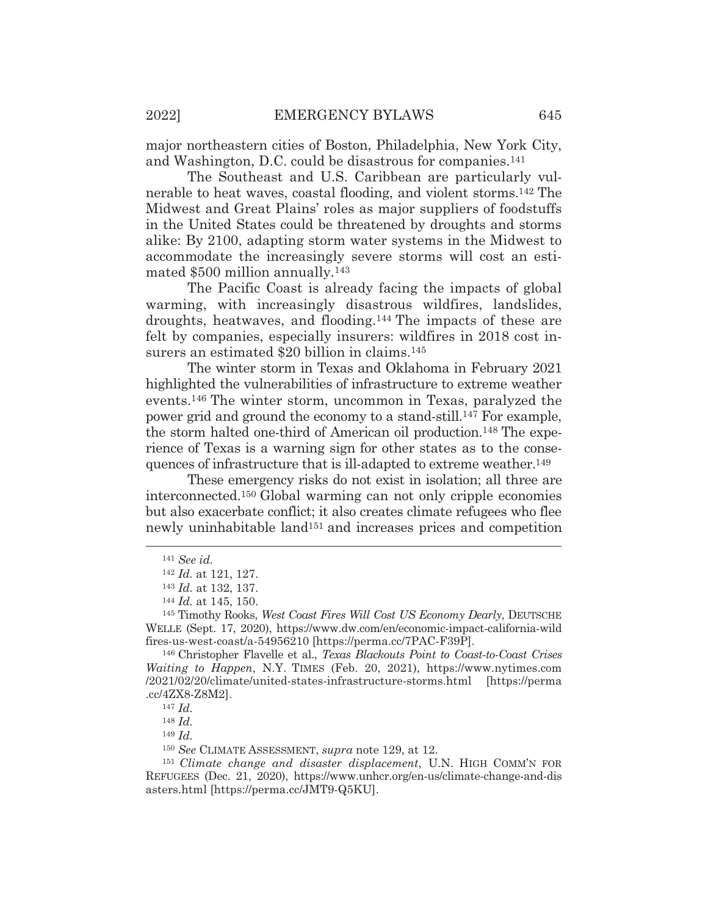major northeastern cities of Boston, Philadelphia, New York City, and Washington, D.C. could be disastrous for companies.[141]

The Southeast and U.S. Caribbean are particularly vulnerable to heat waves, coastal flooding, and violent storms.[142] The Midwest and Great Plains' roles as major suppliers of foodstuffs in the United States could be threatened by droughts and storms alike: By 2100, adapting storm water systems in the Midwest to accommodate the increasingly severe storms will cost an estimated $500 million annually.[143]

The Pacific Coast is already facing the impacts of global warming, with increasingly disastrous wildfires, landslides, droughts, heatwaves, and flooding.[144] The impacts of these are felt by companies, especially insurers: wildfires in 2018 cost insurers an estimated $20 billion in claims.[145]

The winter storm in Texas and Oklahoma in February 2021 highlighted the vulnerabilities of infrastructure to extreme weather events.[146] The winter storm, uncommon in Texas, paralyzed the power grid and ground the economy to a stand-still.[147] For example, the storm halted one-third of American oil production.[148] The experience of Texas is a warning sign for other states as to the consequences of infrastructure that is ill-adapted to extreme weather.[149]

These emergency risks do not exist in isolation; all three are interconnected.[150] Global warming can not only cripple economies but also exacerbate conflict; it also creates climate refugees who flee newly uninhabitable land[151] and increases prices and competition

---

[141] *See id.*

[142] *Id.* at 121, 127.

[143] *Id.* at 132, 137.

[144] *Id.* at 145, 150.

[145] Timothy Rooks, *West Coast Fires Will Cost US Economy Dearly*, DEUTSCHE WELLE (Sept. 17, 2020), https://www.dw.com/en/economic-impact-california-wildfires-us-west-coast/a-54956210 [https://perma.cc/7PAC-F39P].

[146] Christopher Flavelle et al., *Texas Blackouts Point to Coast-to-Coast Crises Waiting to Happen*, N.Y. TIMES (Feb. 20, 2021), https://www.nytimes.com/2021/02/20/climate/united-states-infrastructure-storms.html [https://perma.cc/4ZX8-Z8M2].

[147] *Id.*

[148] *Id.*

[149] *Id.*

[150] *See* CLIMATE ASSESSMENT, *supra* note 129, at 12.

[151] *Climate change and disaster displacement*, U.N. HIGH COMM'N FOR REFUGEES (Dec. 21, 2020), https://www.unhcr.org/en-us/climate-change-and-disasters.html [https://perma.cc/JMT9-Q5KU].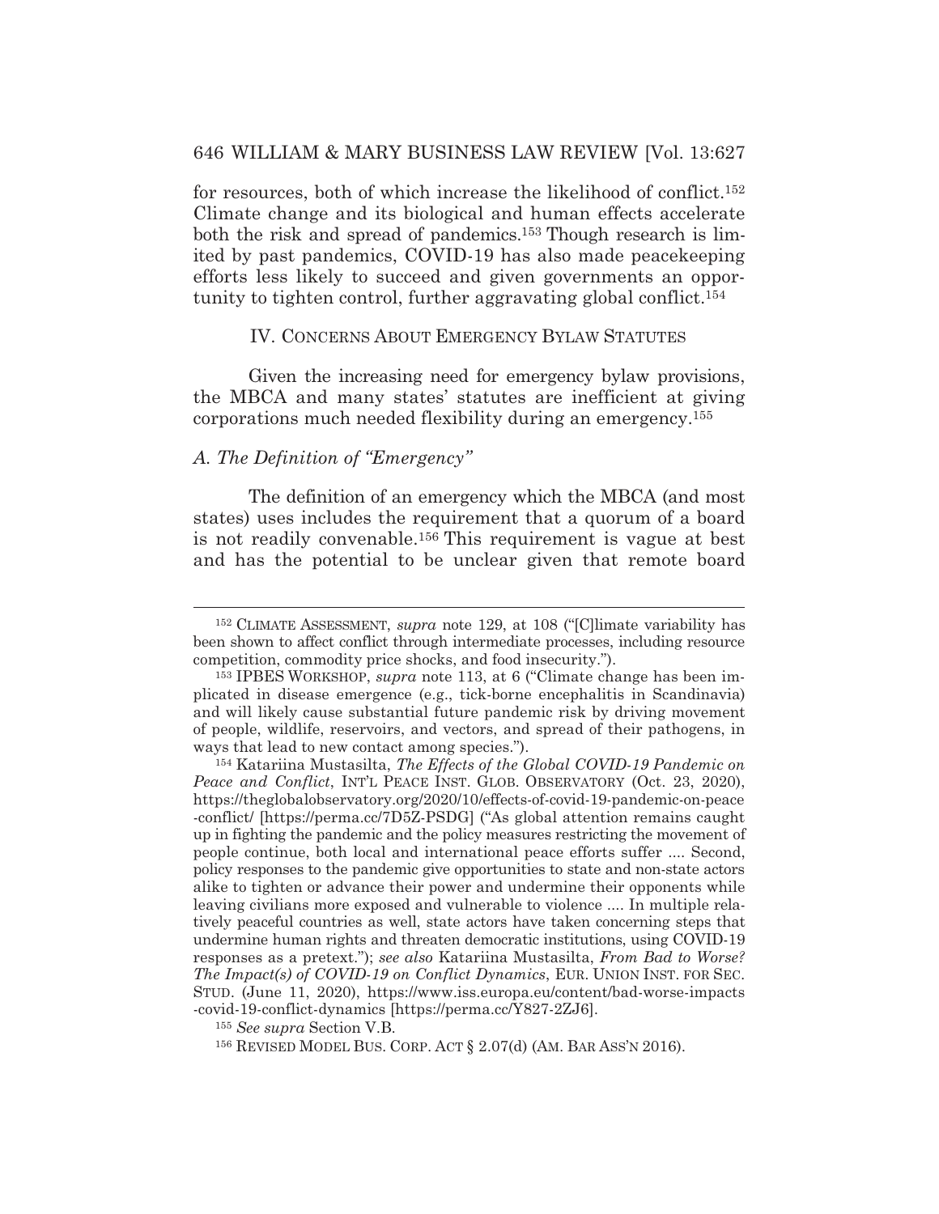for resources, both of which increase the likelihood of conflict.[152] Climate change and its biological and human effects accelerate both the risk and spread of pandemics.[153] Though research is limited by past pandemics, COVID-19 has also made peacekeeping efforts less likely to succeed and given governments an opportunity to tighten control, further aggravating global conflict.[154]

## IV. CONCERNS ABOUT EMERGENCY BYLAW STATUTES

Given the increasing need for emergency bylaw provisions, the MBCA and many states' statutes are inefficient at giving corporations much needed flexibility during an emergency.[155]

### *A. The Definition of "Emergency"*

The definition of an emergency which the MBCA (and most states) uses includes the requirement that a quorum of a board is not readily convenable.[156] This requirement is vague at best and has the potential to be unclear given that remote board

---

[152] CLIMATE ASSESSMENT, *supra* note 129, at 108 ("[C]limate variability has been shown to affect conflict through intermediate processes, including resource competition, commodity price shocks, and food insecurity.").

[153] IPBES WORKSHOP, *supra* note 113, at 6 ("Climate change has been implicated in disease emergence (e.g., tick-borne encephalitis in Scandinavia) and will likely cause substantial future pandemic risk by driving movement of people, wildlife, reservoirs, and vectors, and spread of their pathogens, in ways that lead to new contact among species.").

[154] Katariina Mustasilta, *The Effects of the Global COVID-19 Pandemic on Peace and Conflict*, INT'L PEACE INST. GLOB. OBSERVATORY (Oct. 23, 2020), https://theglobalobservatory.org/2020/10/effects-of-covid-19-pandemic-on-peace-conflict/ [https://perma.cc/7D5Z-PSDG] ("As global attention remains caught up in fighting the pandemic and the policy measures restricting the movement of people continue, both local and international peace efforts suffer .... Second, policy responses to the pandemic give opportunities to state and non-state actors alike to tighten or advance their power and undermine their opponents while leaving civilians more exposed and vulnerable to violence .... In multiple relatively peaceful countries as well, state actors have taken concerning steps that undermine human rights and threaten democratic institutions, using COVID-19 responses as a pretext."); *see also* Katariina Mustasilta, *From Bad to Worse? The Impact(s) of COVID-19 on Conflict Dynamics*, EUR. UNION INST. FOR SEC. STUD. (June 11, 2020), https://www.iss.europa.eu/content/bad-worse-impacts-covid-19-conflict-dynamics [https://perma.cc/Y827-2ZJ6].

[155] *See supra* Section V.B.

[156] REVISED MODEL BUS. CORP. ACT § 2.07(d) (AM. BAR ASS'N 2016).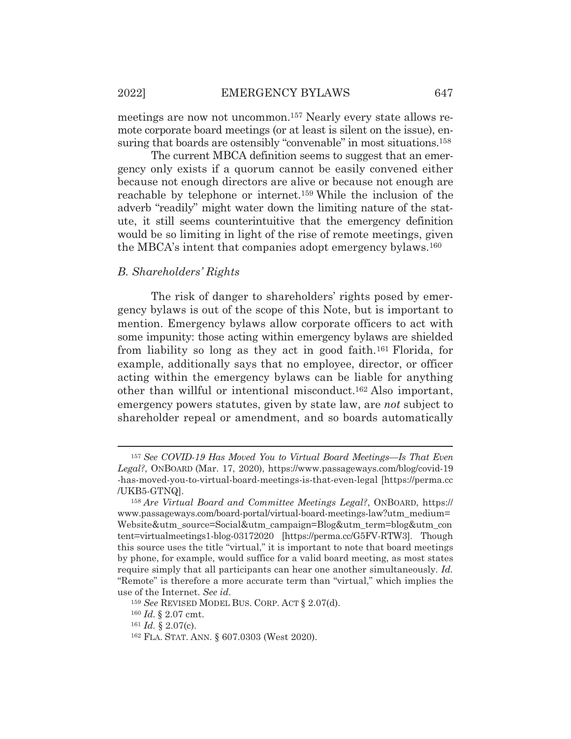meetings are now not uncommon.[157] Nearly every state allows remote corporate board meetings (or at least is silent on the issue), ensuring that boards are ostensibly "convenable" in most situations.[158]

The current MBCA definition seems to suggest that an emergency only exists if a quorum cannot be easily convened either because not enough directors are alive or because not enough are reachable by telephone or internet.[159] While the inclusion of the adverb "readily" might water down the limiting nature of the statute, it still seems counterintuitive that the emergency definition would be so limiting in light of the rise of remote meetings, given the MBCA's intent that companies adopt emergency bylaws.[160]

### *B. Shareholders' Rights*

The risk of danger to shareholders' rights posed by emergency bylaws is out of the scope of this Note, but is important to mention. Emergency bylaws allow corporate officers to act with some impunity: those acting within emergency bylaws are shielded from liability so long as they act in good faith.[161] Florida, for example, additionally says that no employee, director, or officer acting within the emergency bylaws can be liable for anything other than willful or intentional misconduct.[162] Also important, emergency powers statutes, given by state law, are *not* subject to shareholder repeal or amendment, and so boards automatically

---

[157] *See COVID-19 Has Moved You to Virtual Board Meetings—Is That Even Legal?*, ONBOARD (Mar. 17, 2020), https://www.passageways.com/blog/covid-19-has-moved-you-to-virtual-board-meetings-is-that-even-legal [https://perma.cc/UKB5-GTNQ].

[158] *Are Virtual Board and Committee Meetings Legal?*, ONBOARD, https://www.passageways.com/board-portal/virtual-board-meetings-law?utm_medium=Website&utm_source=Social&utm_campaign=Blog&utm_term=blog&utm_content=virtualmeetings1-blog-03172020 [https://perma.cc/G5FV-RTW3]. Though this source uses the title "virtual," it is important to note that board meetings by phone, for example, would suffice for a valid board meeting, as most states require simply that all participants can hear one another simultaneously. *Id.* "Remote" is therefore a more accurate term than "virtual," which implies the use of the Internet. *See id.*

[159] *See* REVISED MODEL BUS. CORP. ACT § 2.07(d).

[160] *Id.* § 2.07 cmt.

[161] *Id.* § 2.07(c).

[162] FLA. STAT. ANN. § 607.0303 (West 2020).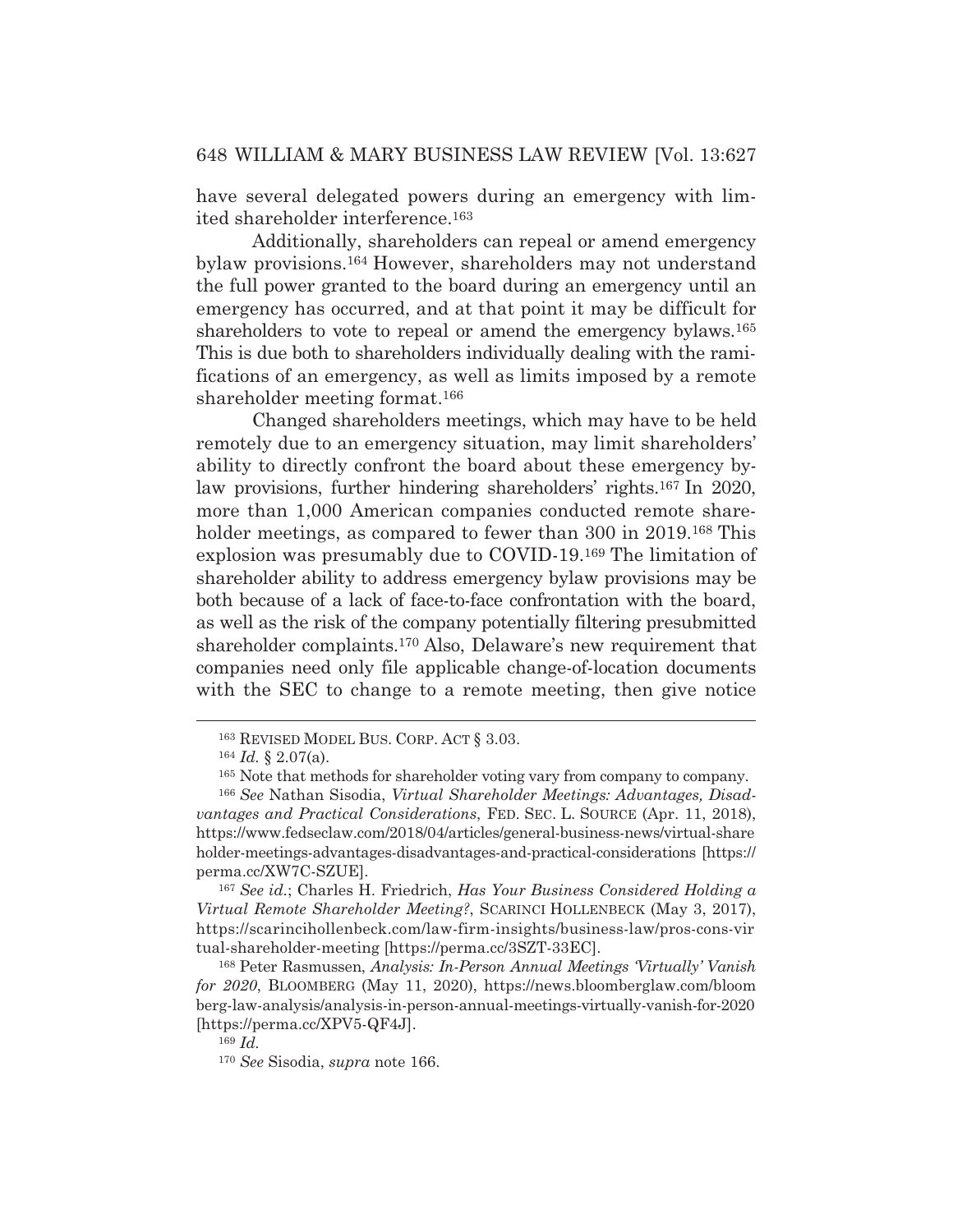have several delegated powers during an emergency with limited shareholder interference.[163]

Additionally, shareholders can repeal or amend emergency bylaw provisions.[164] However, shareholders may not understand the full power granted to the board during an emergency until an emergency has occurred, and at that point it may be difficult for shareholders to vote to repeal or amend the emergency bylaws.[165] This is due both to shareholders individually dealing with the ramifications of an emergency, as well as limits imposed by a remote shareholder meeting format.[166]

Changed shareholders meetings, which may have to be held remotely due to an emergency situation, may limit shareholders' ability to directly confront the board about these emergency bylaw provisions, further hindering shareholders' rights.[167] In 2020, more than 1,000 American companies conducted remote shareholder meetings, as compared to fewer than 300 in 2019.[168] This explosion was presumably due to COVID-19.[169] The limitation of shareholder ability to address emergency bylaw provisions may be both because of a lack of face-to-face confrontation with the board, as well as the risk of the company potentially filtering presubmitted shareholder complaints.[170] Also, Delaware's new requirement that companies need only file applicable change-of-location documents with the SEC to change to a remote meeting, then give notice

---

[163] REVISED MODEL BUS. CORP. ACT § 3.03.

[164] *Id.* § 2.07(a).

[165] Note that methods for shareholder voting vary from company to company.

[166] *See* Nathan Sisodia, *Virtual Shareholder Meetings: Advantages, Disadvantages and Practical Considerations*, FED. SEC. L. SOURCE (Apr. 11, 2018), https://www.fedseclaw.com/2018/04/articles/general-business-news/virtual-shareholder-meetings-advantages-disadvantages-and-practical-considerations [https://perma.cc/XW7C-SZUE].

[167] *See id.*; Charles H. Friedrich, *Has Your Business Considered Holding a Virtual Remote Shareholder Meeting?*, SCARINCI HOLLENBECK (May 3, 2017), https://scarincihollenbeck.com/law-firm-insights/business-law/pros-cons-virtual-shareholder-meeting [https://perma.cc/3SZT-33EC].

[168] Peter Rasmussen, *Analysis: In-Person Annual Meetings 'Virtually' Vanish for 2020*, BLOOMBERG (May 11, 2020), https://news.bloomberglaw.com/bloomberg-law-analysis/analysis-in-person-annual-meetings-virtually-vanish-for-2020 [https://perma.cc/XPV5-QF4J].

[169] *Id.*

[170] *See* Sisodia, *supra* note 166.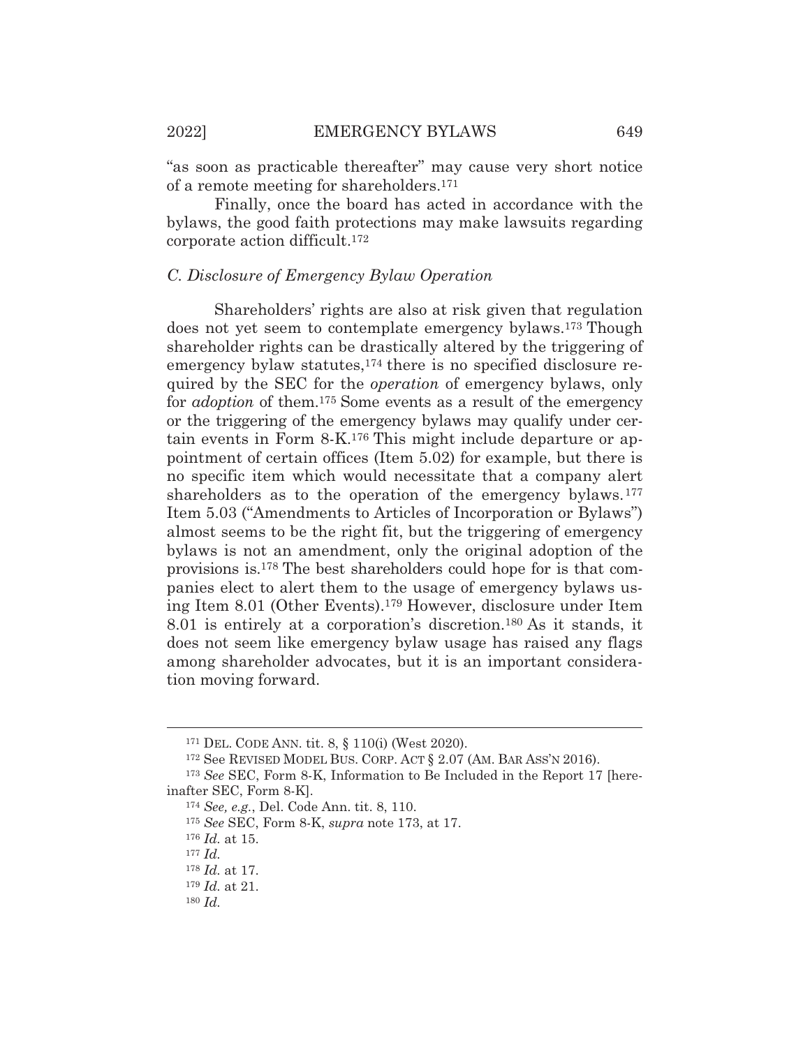"as soon as practicable thereafter" may cause very short notice of a remote meeting for shareholders.[171]

Finally, once the board has acted in accordance with the bylaws, the good faith protections may make lawsuits regarding corporate action difficult.[172]

### *C. Disclosure of Emergency Bylaw Operation*

Shareholders' rights are also at risk given that regulation does not yet seem to contemplate emergency bylaws.[173] Though shareholder rights can be drastically altered by the triggering of emergency bylaw statutes,[174] there is no specified disclosure required by the SEC for the *operation* of emergency bylaws, only for *adoption* of them.[175] Some events as a result of the emergency or the triggering of the emergency bylaws may qualify under certain events in Form 8-K.[176] This might include departure or appointment of certain offices (Item 5.02) for example, but there is no specific item which would necessitate that a company alert shareholders as to the operation of the emergency bylaws.[177] Item 5.03 ("Amendments to Articles of Incorporation or Bylaws") almost seems to be the right fit, but the triggering of emergency bylaws is not an amendment, only the original adoption of the provisions is.[178] The best shareholders could hope for is that companies elect to alert them to the usage of emergency bylaws using Item 8.01 (Other Events).[179] However, disclosure under Item 8.01 is entirely at a corporation's discretion.[180] As it stands, it does not seem like emergency bylaw usage has raised any flags among shareholder advocates, but it is an important consideration moving forward.

---

[171] DEL. CODE ANN. tit. 8, § 110(i) (West 2020).

[172] See REVISED MODEL BUS. CORP. ACT § 2.07 (AM. BAR ASS'N 2016).

[173] *See* SEC, Form 8-K, Information to Be Included in the Report 17 [hereinafter SEC, Form 8-K].

[174] *See, e.g.*, Del. Code Ann. tit. 8, 110.

[175] *See* SEC, Form 8-K, *supra* note 173, at 17.

[176] *Id.* at 15.

[177] *Id.*

[178] *Id.* at 17.

[179] *Id.* at 21.

[180] *Id.*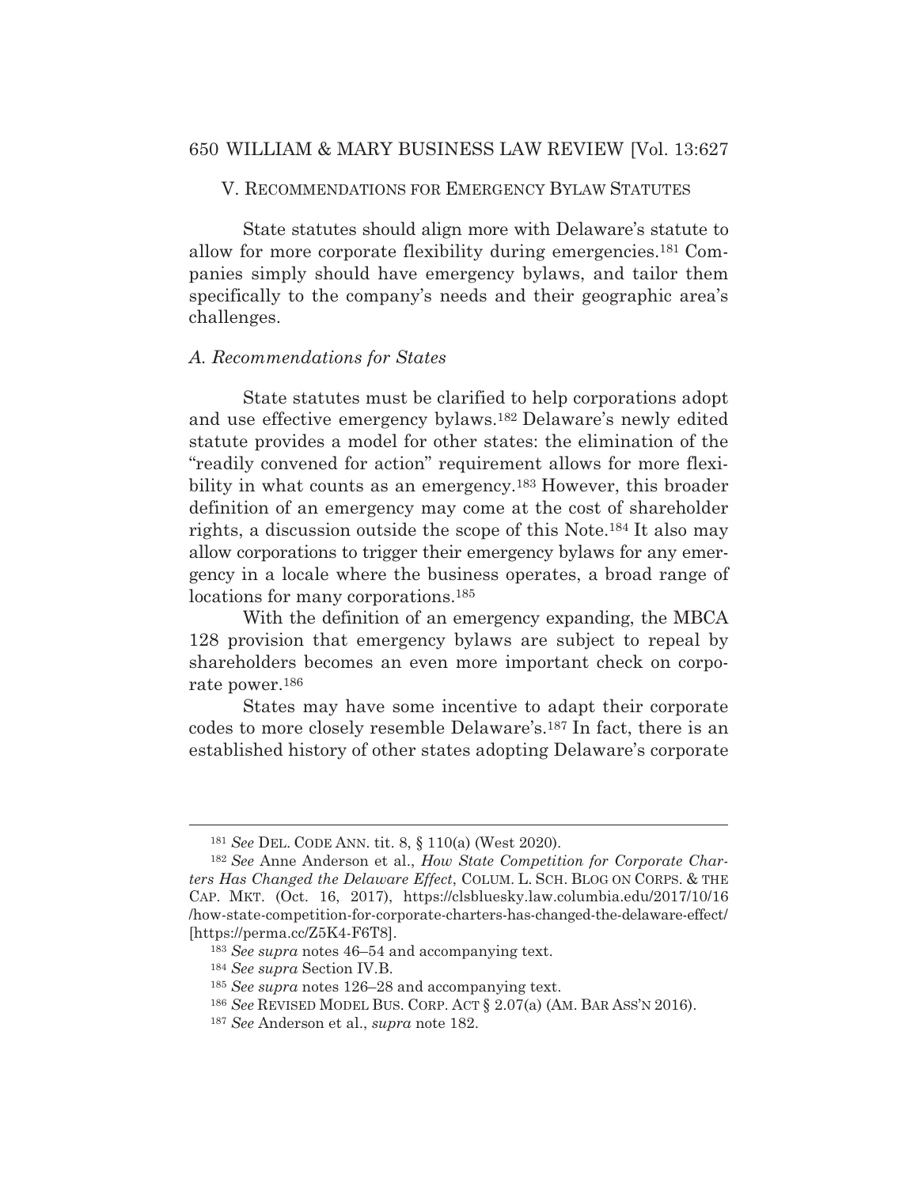## V. Recommendations for Emergency Bylaw Statutes

State statutes should align more with Delaware's statute to allow for more corporate flexibility during emergencies.[181] Companies simply should have emergency bylaws, and tailor them specifically to the company's needs and their geographic area's challenges.

### *A. Recommendations for States*

State statutes must be clarified to help corporations adopt and use effective emergency bylaws.[182] Delaware's newly edited statute provides a model for other states: the elimination of the "readily convened for action" requirement allows for more flexibility in what counts as an emergency.[183] However, this broader definition of an emergency may come at the cost of shareholder rights, a discussion outside the scope of this Note.[184] It also may allow corporations to trigger their emergency bylaws for any emergency in a locale where the business operates, a broad range of locations for many corporations.[185]

With the definition of an emergency expanding, the MBCA 128 provision that emergency bylaws are subject to repeal by shareholders becomes an even more important check on corporate power.[186]

States may have some incentive to adapt their corporate codes to more closely resemble Delaware's.[187] In fact, there is an established history of other states adopting Delaware's corporate

---

[181] *See* DEL. CODE ANN. tit. 8, § 110(a) (West 2020).

[182] *See* Anne Anderson et al., *How State Competition for Corporate Charters Has Changed the Delaware Effect*, COLUM. L. SCH. BLOG ON CORPS. & THE CAP. MKT. (Oct. 16, 2017), https://clsbluesky.law.columbia.edu/2017/10/16/how-state-competition-for-corporate-charters-has-changed-the-delaware-effect/ [https://perma.cc/Z5K4-F6T8].

[183] *See supra* notes 46–54 and accompanying text.

[184] *See supra* Section IV.B.

[185] *See supra* notes 126–28 and accompanying text.

[186] *See* REVISED MODEL BUS. CORP. ACT § 2.07(a) (AM. BAR ASS'N 2016).

[187] *See* Anderson et al., *supra* note 182.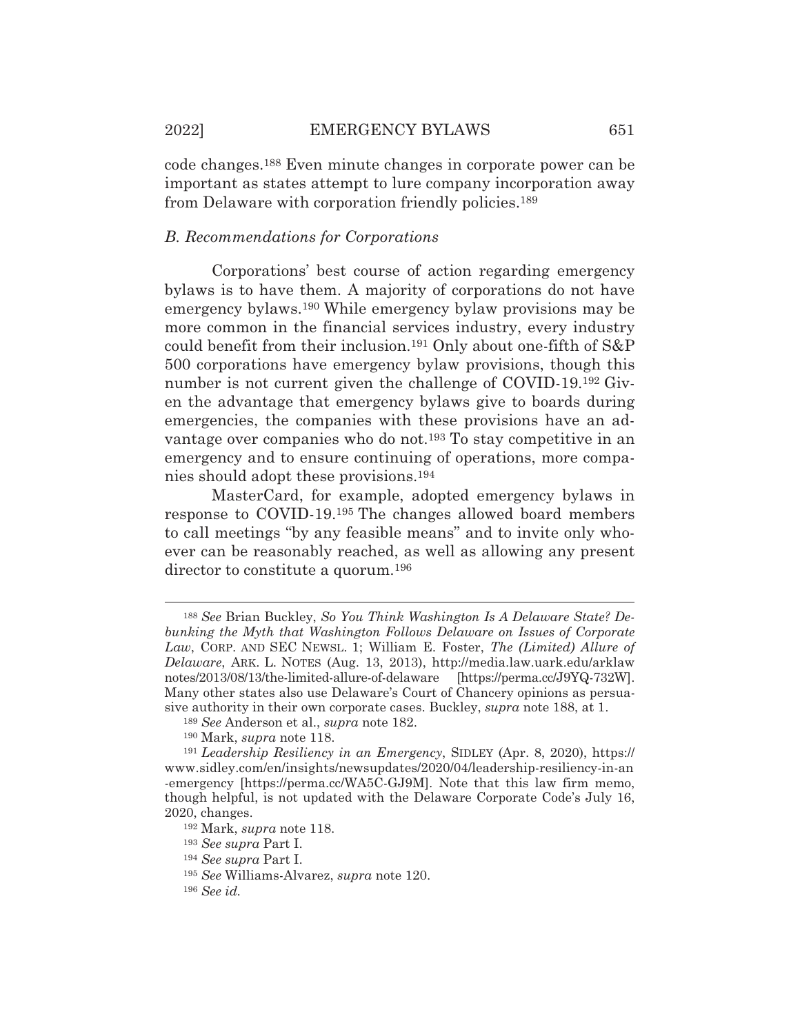code changes.[188] Even minute changes in corporate power can be important as states attempt to lure company incorporation away from Delaware with corporation friendly policies.[189]

### *B. Recommendations for Corporations*

Corporations' best course of action regarding emergency bylaws is to have them. A majority of corporations do not have emergency bylaws.[190] While emergency bylaw provisions may be more common in the financial services industry, every industry could benefit from their inclusion.[191] Only about one-fifth of S&P 500 corporations have emergency bylaw provisions, though this number is not current given the challenge of COVID-19.[192] Given the advantage that emergency bylaws give to boards during emergencies, the companies with these provisions have an advantage over companies who do not.[193] To stay competitive in an emergency and to ensure continuing of operations, more companies should adopt these provisions.[194]

MasterCard, for example, adopted emergency bylaws in response to COVID-19.[195] The changes allowed board members to call meetings "by any feasible means" and to invite only whoever can be reasonably reached, as well as allowing any present director to constitute a quorum.[196]

---

[188] *See* Brian Buckley, *So You Think Washington Is A Delaware State? Debunking the Myth that Washington Follows Delaware on Issues of Corporate Law*, CORP. AND SEC NEWSL. 1; William E. Foster, *The (Limited) Allure of Delaware*, ARK. L. NOTES (Aug. 13, 2013), http://media.law.uark.edu/arklawnotes/2013/08/13/the-limited-allure-of-delaware [https://perma.cc/J9YQ-732W]. Many other states also use Delaware's Court of Chancery opinions as persuasive authority in their own corporate cases. Buckley, *supra* note 188, at 1.

[189] *See* Anderson et al., *supra* note 182.

[190] Mark, *supra* note 118.

[191] *Leadership Resiliency in an Emergency*, SIDLEY (Apr. 8, 2020), https://www.sidley.com/en/insights/newsupdates/2020/04/leadership-resiliency-in-an-emergency [https://perma.cc/WA5C-GJ9M]. Note that this law firm memo, though helpful, is not updated with the Delaware Corporate Code's July 16, 2020, changes.

[192] Mark, *supra* note 118.

[193] *See supra* Part I.

[194] *See supra* Part I.

[195] *See* Williams-Alvarez, *supra* note 120.

[196] *See id.*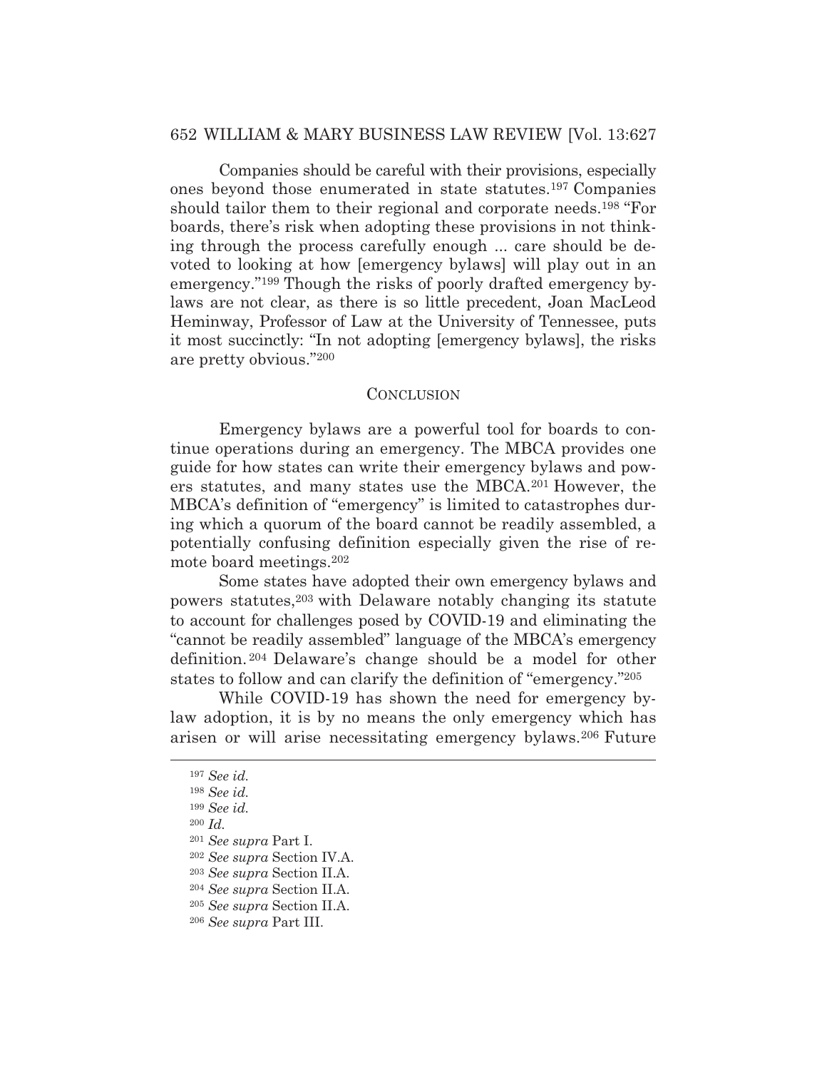Companies should be careful with their provisions, especially ones beyond those enumerated in state statutes.[197] Companies should tailor them to their regional and corporate needs.[198] "For boards, there's risk when adopting these provisions in not thinking through the process carefully enough ... care should be devoted to looking at how [emergency bylaws] will play out in an emergency."[199] Though the risks of poorly drafted emergency bylaws are not clear, as there is so little precedent, Joan MacLeod Heminway, Professor of Law at the University of Tennessee, puts it most succinctly: "In not adopting [emergency bylaws], the risks are pretty obvious."[200]

## CONCLUSION

Emergency bylaws are a powerful tool for boards to continue operations during an emergency. The MBCA provides one guide for how states can write their emergency bylaws and powers statutes, and many states use the MBCA.[201] However, the MBCA's definition of "emergency" is limited to catastrophes during which a quorum of the board cannot be readily assembled, a potentially confusing definition especially given the rise of remote board meetings.[202]

Some states have adopted their own emergency bylaws and powers statutes,[203] with Delaware notably changing its statute to account for challenges posed by COVID-19 and eliminating the "cannot be readily assembled" language of the MBCA's emergency definition.[204] Delaware's change should be a model for other states to follow and can clarify the definition of "emergency."[205]

While COVID-19 has shown the need for emergency bylaw adoption, it is by no means the only emergency which has arisen or will arise necessitating emergency bylaws.[206] Future

---

[197] *See id.*

[198] *See id.*

[199] *See id.*

[200] *Id.*

[201] *See supra* Part I.

[202] *See supra* Section IV.A.

[203] *See supra* Section II.A.

[204] *See supra* Section II.A.

[205] *See supra* Section II.A.

[206] *See supra* Part III.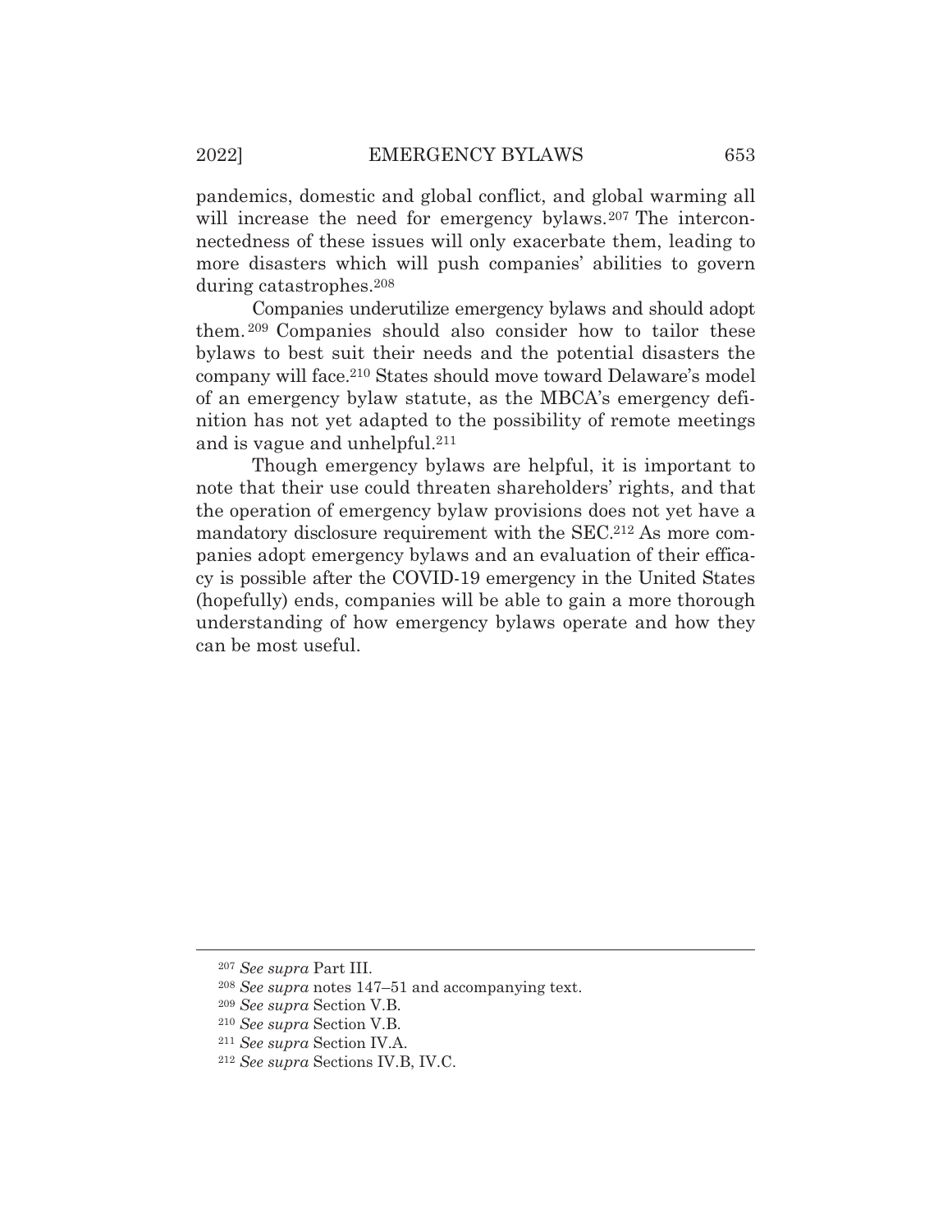pandemics, domestic and global conflict, and global warming all will increase the need for emergency bylaws.[207] The interconnectedness of these issues will only exacerbate them, leading to more disasters which will push companies' abilities to govern during catastrophes.[208]

Companies underutilize emergency bylaws and should adopt them.[209] Companies should also consider how to tailor these bylaws to best suit their needs and the potential disasters the company will face.[210] States should move toward Delaware's model of an emergency bylaw statute, as the MBCA's emergency definition has not yet adapted to the possibility of remote meetings and is vague and unhelpful.[211]

Though emergency bylaws are helpful, it is important to note that their use could threaten shareholders' rights, and that the operation of emergency bylaw provisions does not yet have a mandatory disclosure requirement with the SEC.[212] As more companies adopt emergency bylaws and an evaluation of their efficacy is possible after the COVID-19 emergency in the United States (hopefully) ends, companies will be able to gain a more thorough understanding of how emergency bylaws operate and how they can be most useful.

---

[207] *See supra* Part III.

[208] *See supra* notes 147–51 and accompanying text.

[209] *See supra* Section V.B.

[210] *See supra* Section V.B.

[211] *See supra* Section IV.A.

[212] *See supra* Sections IV.B, IV.C.